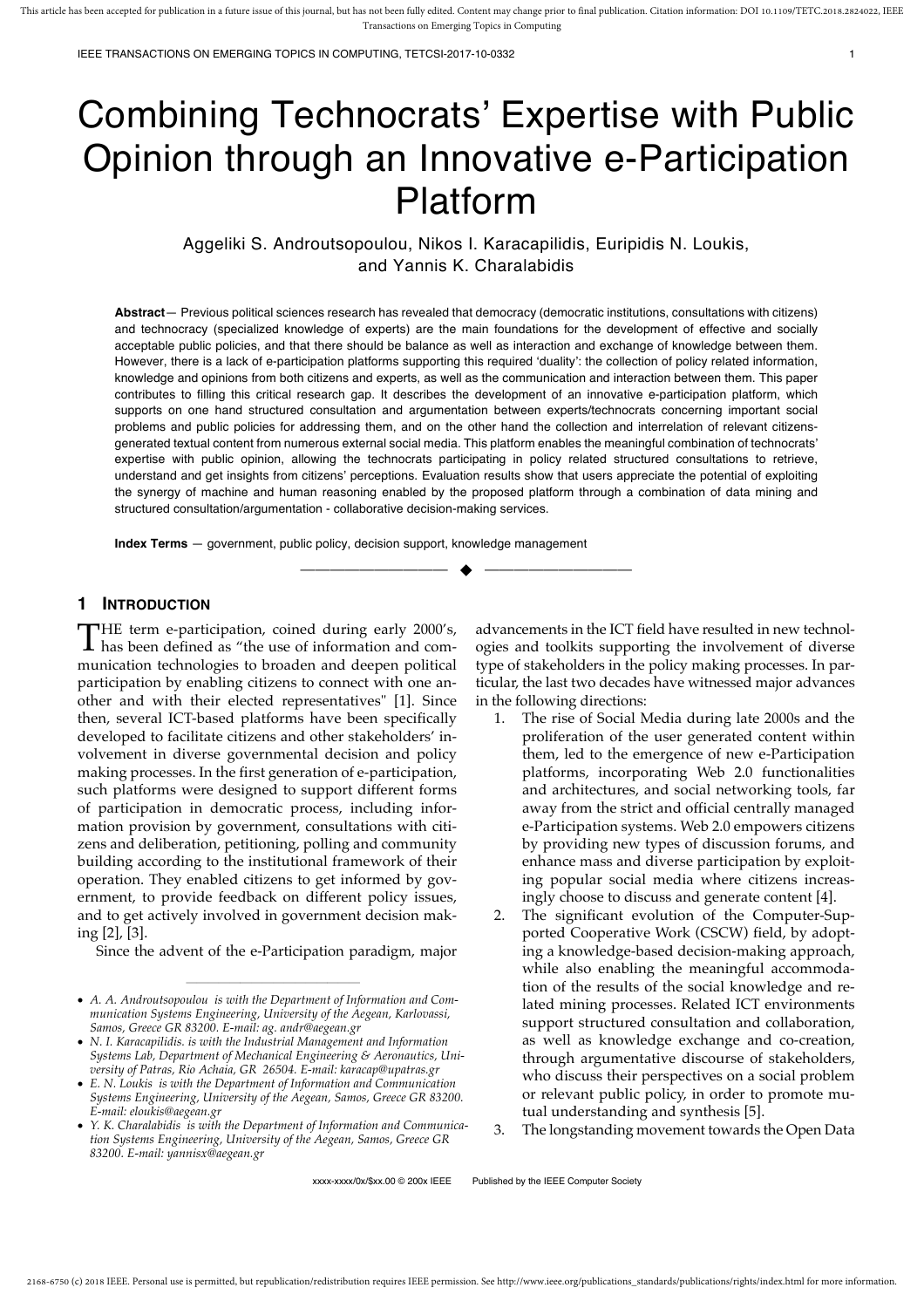# Combining Technocrats' Expertise with Public Opinion through an Innovative e-Participation Platform

Aggeliki S. Androutsopoulou, Nikos I. Karacapilidis, Euripidis N. Loukis, and Yannis K. Charalabidis

**Abstract**— Previous political sciences research has revealed that democracy (democratic institutions, consultations with citizens) and technocracy (specialized knowledge of experts) are the main foundations for the development of effective and socially acceptable public policies, and that there should be balance as well as interaction and exchange of knowledge between them. However, there is a lack of e-participation platforms supporting this required 'duality': the collection of policy related information, knowledge and opinions from both citizens and experts, as well as the communication and interaction between them. This paper contributes to filling this critical research gap. It describes the development of an innovative e-participation platform, which supports on one hand structured consultation and argumentation between experts/technocrats concerning important social problems and public policies for addressing them, and on the other hand the collection and interrelation of relevant citizens-generated textual content from numerous external social media. This platform enables the meaningful combination of technocrats' expertise with public opinion, allowing the technocrats participating in policy related structured consultations to retrieve, understand and get insights from citizens' perceptions. Evaluation results show that users appreciate the potential of exploiting the synergy of machine and human reasoning enabled by the proposed platform through a combination of data mining and structured consultation/argumentation - collaborative decision-making services.

**Index Terms** — government, public policy, decision support, knowledge management

## 1 Introduction

The term e-participation, coined during early 2000's, has been defined as "the use of information and communication technologies to broaden and deepen political participation by enabling citizens to connect with one another and with their elected representatives" [1]. Since then, several ICT-based platforms have been specifically developed to facilitate citizens and other stakeholders' involvement in diverse governmental decision and policy making processes. In the first generation of e-participation, such platforms were designed to support different forms of participation in democratic process, including information provision by government, consultations with citizens and deliberation, petitioning, polling and community building according to the institutional framework of their operation. They enabled citizens to get informed by government, to provide feedback on different policy issues, and to get actively involved in government decision making [2], [3].

Since the advent of the e-Participation paradigm, major advancements in the ICT field have resulted in new technologies and toolkits supporting the involvement of diverse type of stakeholders in the policy making processes. In particular, the last two decades have witnessed major advances in the following directions:

1. The rise of Social Media during late 2000s and the proliferation of the user generated content within them, led to the emergence of new e-Participation platforms, incorporating Web 2.0 functionalities and architectures, and social networking tools, far away from the strict and official centrally managed e-Participation systems. Web 2.0 empowers citizens by providing new types of discussion forums, and enhance mass and diverse participation by exploiting popular social media where citizens increasingly choose to discuss and generate content [4].
2. The significant evolution of the Computer-Supported Cooperative Work (CSCW) field, by adopting a knowledge-based decision-making approach, while also enabling the meaningful accommodation of the results of the social knowledge and related mining processes. Related ICT environments support structured consultation and collaboration, as well as knowledge exchange and co-creation, through argumentative discourse of stakeholders, who discuss their perspectives on a social problem or relevant public policy, in order to promote mutual understanding and synthesis [5].
3. The longstanding movement towards the Open Data

- *A. A. Androutsopoulou is with the Department of Information and Communication Systems Engineering, University of the Aegean, Karlovassi, Samos, Greece GR 83200. E-mail: ag. andr@aegean.gr*
- *N. I. Karacapilidis. is with the Industrial Management and Information Systems Lab, Department of Mechanical Engineering & Aeronautics, University of Patras, Rio Achaia, GR 26504. E-mail: karacap@upatras.gr*
- *E. N. Loukis is with the Department of Information and Communication Systems Engineering, University of the Aegean, Samos, Greece GR 83200. E-mail: eloukis@aegean.gr*
- *Y. K. Charalabidis is with the Department of Information and Communication Systems Engineering, University of the Aegean, Samos, Greece GR 83200. E-mail: yannisx@aegean.gr*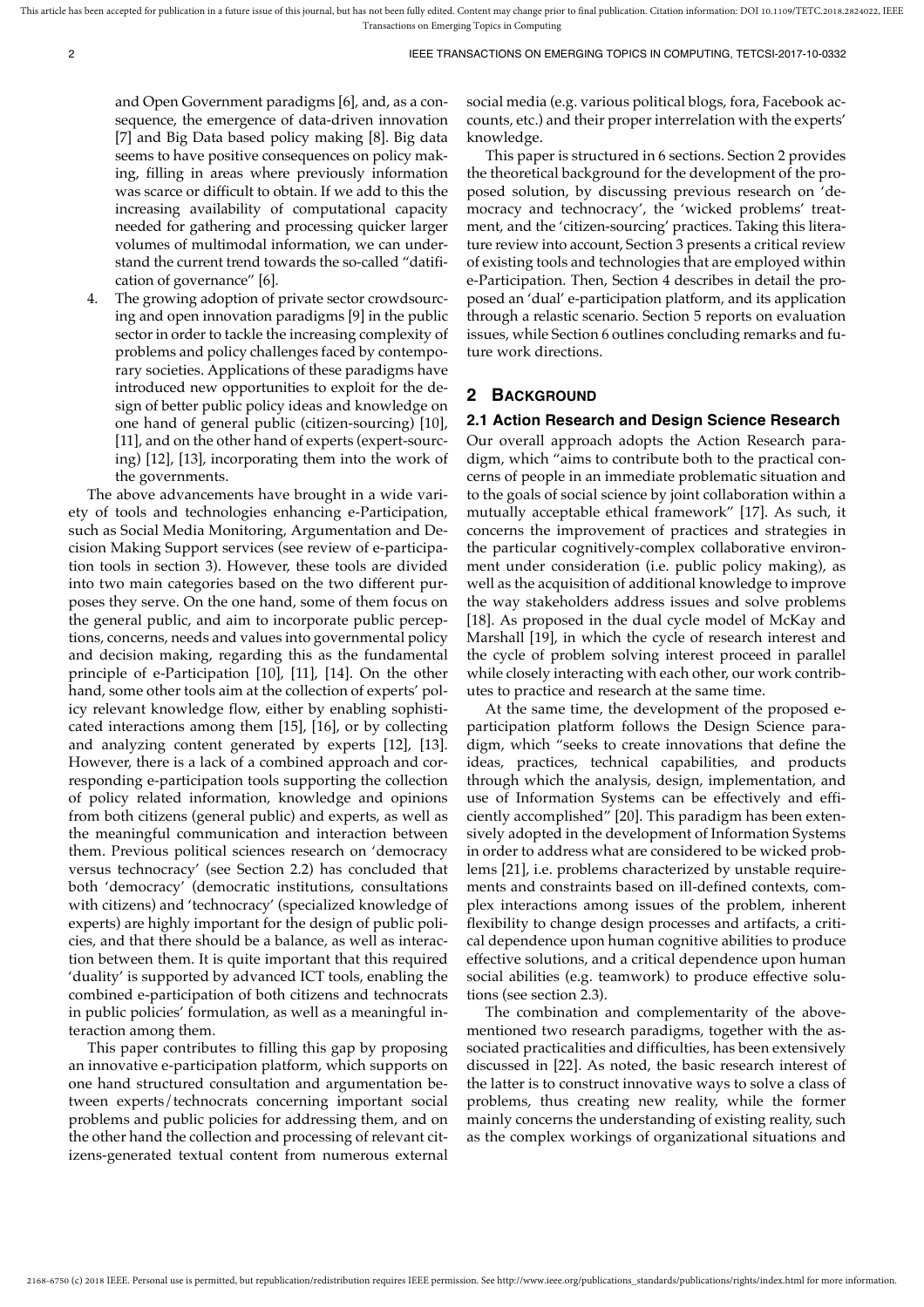and Open Government paradigms [6], and, as a consequence, the emergence of data-driven innovation [7] and Big Data based policy making [8]. Big data seems to have positive consequences on policy making, filling in areas where previously information was scarce or difficult to obtain. If we add to this the increasing availability of computational capacity needed for gathering and processing quicker larger volumes of multimodal information, we can understand the current trend towards the so-called "datification of governance" [6].

4. The growing adoption of private sector crowdsourcing and open innovation paradigms [9] in the public sector in order to tackle the increasing complexity of problems and policy challenges faced by contemporary societies. Applications of these paradigms have introduced new opportunities to exploit for the design of better public policy ideas and knowledge on one hand of general public (citizen-sourcing) [10], [11], and on the other hand of experts (expert-sourcing) [12], [13], incorporating them into the work of the governments.

The above advancements have brought in a wide variety of tools and technologies enhancing e-Participation, such as Social Media Monitoring, Argumentation and Decision Making Support services (see review of e-participation tools in section 3). However, these tools are divided into two main categories based on the two different purposes they serve. On the one hand, some of them focus on the general public, and aim to incorporate public perceptions, concerns, needs and values into governmental policy and decision making, regarding this as the fundamental principle of e-Participation [10], [11], [14]. On the other hand, some other tools aim at the collection of experts' policy relevant knowledge flow, either by enabling sophisticated interactions among them [15], [16], or by collecting and analyzing content generated by experts [12], [13]. However, there is a lack of a combined approach and corresponding e-participation tools supporting the collection of policy related information, knowledge and opinions from both citizens (general public) and experts, as well as the meaningful communication and interaction between them. Previous political sciences research on 'democracy versus technocracy' (see Section 2.2) has concluded that both 'democracy' (democratic institutions, consultations with citizens) and 'technocracy' (specialized knowledge of experts) are highly important for the design of public policies, and that there should be a balance, as well as interaction between them. It is quite important that this required 'duality' is supported by advanced ICT tools, enabling the combined e-participation of both citizens and technocrats in public policies' formulation, as well as a meaningful interaction among them.

This paper contributes to filling this gap by proposing an innovative e-participation platform, which supports on one hand structured consultation and argumentation between experts/technocrats concerning important social problems and public policies for addressing them, and on the other hand the collection and processing of relevant citizens-generated textual content from numerous external social media (e.g. various political blogs, fora, Facebook accounts, etc.) and their proper interrelation with the experts' knowledge.

This paper is structured in 6 sections. Section 2 provides the theoretical background for the development of the proposed solution, by discussing previous research on 'democracy and technocracy', the 'wicked problems' treatment, and the 'citizen-sourcing' practices. Taking this literature review into account, Section 3 presents a critical review of existing tools and technologies that are employed within e-Participation. Then, Section 4 describes in detail the proposed an 'dual' e-participation platform, and its application through a relastic scenario. Section 5 reports on evaluation issues, while Section 6 outlines concluding remarks and future work directions.

## 2 Background

### 2.1 Action Research and Design Science Research

Our overall approach adopts the Action Research paradigm, which "aims to contribute both to the practical concerns of people in an immediate problematic situation and to the goals of social science by joint collaboration within a mutually acceptable ethical framework" [17]. As such, it concerns the improvement of practices and strategies in the particular cognitively-complex collaborative environment under consideration (i.e. public policy making), as well as the acquisition of additional knowledge to improve the way stakeholders address issues and solve problems [18]. As proposed in the dual cycle model of McKay and Marshall [19], in which the cycle of research interest and the cycle of problem solving interest proceed in parallel while closely interacting with each other, our work contributes to practice and research at the same time.

At the same time, the development of the proposed e-participation platform follows the Design Science paradigm, which "seeks to create innovations that define the ideas, practices, technical capabilities, and products through which the analysis, design, implementation, and use of Information Systems can be effectively and efficiently accomplished" [20]. This paradigm has been extensively adopted in the development of Information Systems in order to address what are considered to be wicked problems [21], i.e. problems characterized by unstable requirements and constraints based on ill-defined contexts, complex interactions among issues of the problem, inherent flexibility to change design processes and artifacts, a critical dependence upon human cognitive abilities to produce effective solutions, and a critical dependence upon human social abilities (e.g. teamwork) to produce effective solutions (see section 2.3).

The combination and complementarity of the above-mentioned two research paradigms, together with the associated practicalities and difficulties, has been extensively discussed in [22]. As noted, the basic research interest of the latter is to construct innovative ways to solve a class of problems, thus creating new reality, while the former mainly concerns the understanding of existing reality, such as the complex workings of organizational situations and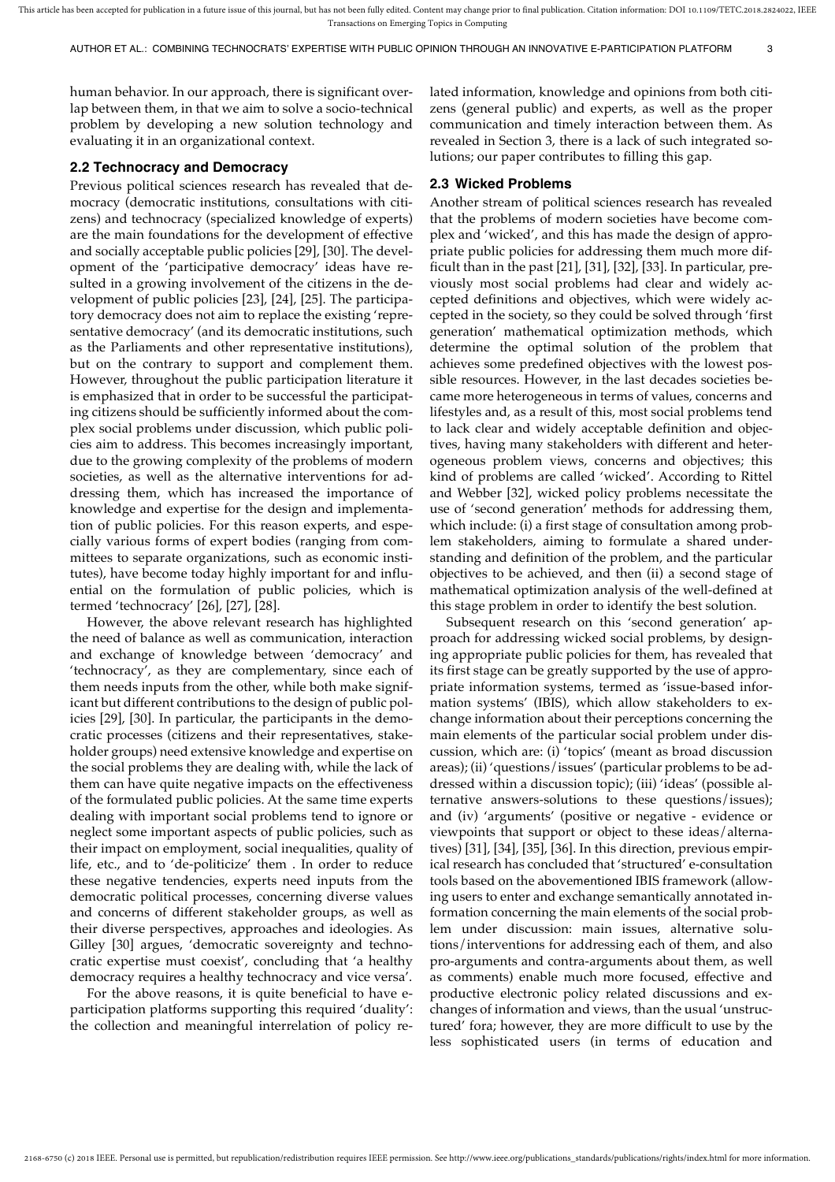human behavior. In our approach, there is significant overlap between them, in that we aim to solve a socio-technical problem by developing a new solution technology and evaluating it in an organizational context.

### 2.2 Technocracy and Democracy

Previous political sciences research has revealed that democracy (democratic institutions, consultations with citizens) and technocracy (specialized knowledge of experts) are the main foundations for the development of effective and socially acceptable public policies [29], [30]. The development of the 'participative democracy' ideas have resulted in a growing involvement of the citizens in the development of public policies [23], [24], [25]. The participatory democracy does not aim to replace the existing 'representative democracy' (and its democratic institutions, such as the Parliaments and other representative institutions), but on the contrary to support and complement them. However, throughout the public participation literature it is emphasized that in order to be successful the participating citizens should be sufficiently informed about the complex social problems under discussion, which public policies aim to address. This becomes increasingly important, due to the growing complexity of the problems of modern societies, as well as the alternative interventions for addressing them, which has increased the importance of knowledge and expertise for the design and implementation of public policies. For this reason experts, and especially various forms of expert bodies (ranging from committees to separate organizations, such as economic institutes), have become today highly important for and influential on the formulation of public policies, which is termed 'technocracy' [26], [27], [28].

However, the above relevant research has highlighted the need of balance as well as communication, interaction and exchange of knowledge between 'democracy' and 'technocracy', as they are complementary, since each of them needs inputs from the other, while both make significant but different contributions to the design of public policies [29], [30]. In particular, the participants in the democratic processes (citizens and their representatives, stakeholder groups) need extensive knowledge and expertise on the social problems they are dealing with, while the lack of them can have quite negative impacts on the effectiveness of the formulated public policies. At the same time experts dealing with important social problems tend to ignore or neglect some important aspects of public policies, such as their impact on employment, social inequalities, quality of life, etc., and to 'de-politicize' them . In order to reduce these negative tendencies, experts need inputs from the democratic political processes, concerning diverse values and concerns of different stakeholder groups, as well as their diverse perspectives, approaches and ideologies. As Gilley [30] argues, 'democratic sovereignty and technocratic expertise must coexist', concluding that 'a healthy democracy requires a healthy technocracy and vice versa'.

For the above reasons, it is quite beneficial to have e-participation platforms supporting this required 'duality': the collection and meaningful interrelation of policy related information, knowledge and opinions from both citizens (general public) and experts, as well as the proper communication and timely interaction between them. As revealed in Section 3, there is a lack of such integrated solutions; our paper contributes to filling this gap.

### 2.3 Wicked Problems

Another stream of political sciences research has revealed that the problems of modern societies have become complex and 'wicked', and this has made the design of appropriate public policies for addressing them much more difficult than in the past [21], [31], [32], [33]. In particular, previously most social problems had clear and widely accepted definitions and objectives, which were widely accepted in the society, so they could be solved through 'first generation' mathematical optimization methods, which determine the optimal solution of the problem that achieves some predefined objectives with the lowest possible resources. However, in the last decades societies became more heterogeneous in terms of values, concerns and lifestyles and, as a result of this, most social problems tend to lack clear and widely acceptable definition and objectives, having many stakeholders with different and heterogeneous problem views, concerns and objectives; this kind of problems are called 'wicked'. According to Rittel and Webber [32], wicked policy problems necessitate the use of 'second generation' methods for addressing them, which include: (i) a first stage of consultation among problem stakeholders, aiming to formulate a shared understanding and definition of the problem, and the particular objectives to be achieved, and then (ii) a second stage of mathematical optimization analysis of the well-defined at this stage problem in order to identify the best solution.

Subsequent research on this 'second generation' approach for addressing wicked social problems, by designing appropriate public policies for them, has revealed that its first stage can be greatly supported by the use of appropriate information systems, termed as 'issue-based information systems' (IBIS), which allow stakeholders to exchange information about their perceptions concerning the main elements of the particular social problem under discussion, which are: (i) 'topics' (meant as broad discussion areas); (ii) 'questions/issues' (particular problems to be addressed within a discussion topic); (iii) 'ideas' (possible alternative answers-solutions to these questions/issues); and (iv) 'arguments' (positive or negative - evidence or viewpoints that support or object to these ideas/alternatives) [31], [34], [35], [36]. In this direction, previous empirical research has concluded that 'structured' e-consultation tools based on the abovementioned IBIS framework (allowing users to enter and exchange semantically annotated information concerning the main elements of the social problem under discussion: main issues, alternative solutions/interventions for addressing each of them, and also pro-arguments and contra-arguments about them, as well as comments) enable much more focused, effective and productive electronic policy related discussions and exchanges of information and views, than the usual 'unstructured' fora; however, they are more difficult to use by the less sophisticated users (in terms of education and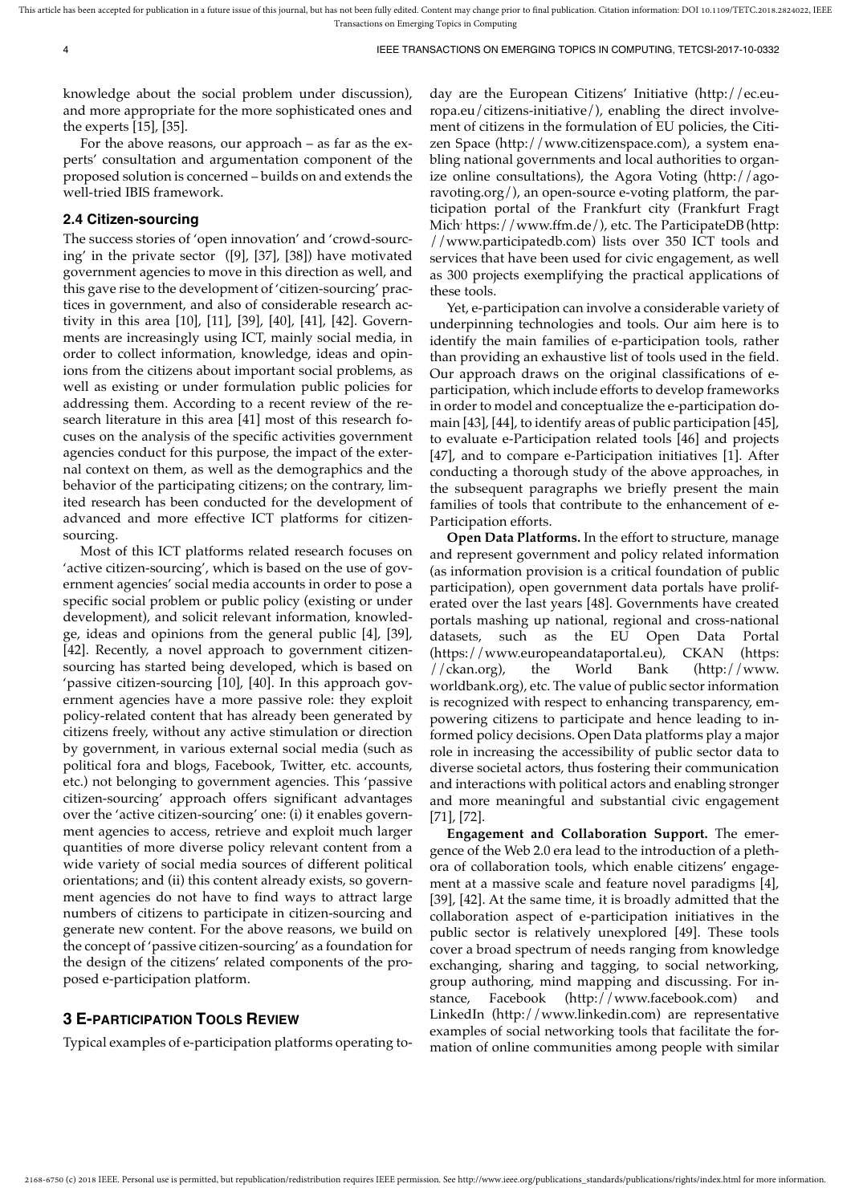knowledge about the social problem under discussion), and more appropriate for the more sophisticated ones and the experts [15], [35].

For the above reasons, our approach – as far as the experts' consultation and argumentation component of the proposed solution is concerned – builds on and extends the well-tried IBIS framework.

### 2.4 Citizen-sourcing

The success stories of 'open innovation' and 'crowd-sourcing' in the private sector ([9], [37], [38]) have motivated government agencies to move in this direction as well, and this gave rise to the development of 'citizen-sourcing' practices in government, and also of considerable research activity in this area [10], [11], [39], [40], [41], [42]. Governments are increasingly using ICT, mainly social media, in order to collect information, knowledge, ideas and opinions from the citizens about important social problems, as well as existing or under formulation public policies for addressing them. According to a recent review of the research literature in this area [41] most of this research focuses on the analysis of the specific activities government agencies conduct for this purpose, the impact of the external context on them, as well as the demographics and the behavior of the participating citizens; on the contrary, limited research has been conducted for the development of advanced and more effective ICT platforms for citizen-sourcing.

Most of this ICT platforms related research focuses on 'active citizen-sourcing', which is based on the use of government agencies' social media accounts in order to pose a specific social problem or public policy (existing or under development), and solicit relevant information, knowledge, ideas and opinions from the general public [4], [39], [42]. Recently, a novel approach to government citizen-sourcing has started being developed, which is based on 'passive citizen-sourcing [10], [40]. In this approach government agencies have a more passive role: they exploit policy-related content that has already been generated by citizens freely, without any active stimulation or direction by government, in various external social media (such as political fora and blogs, Facebook, Twitter, etc. accounts, etc.) not belonging to government agencies. This 'passive citizen-sourcing' approach offers significant advantages over the 'active citizen-sourcing' one: (i) it enables government agencies to access, retrieve and exploit much larger quantities of more diverse policy relevant content from a wide variety of social media sources of different political orientations; and (ii) this content already exists, so government agencies do not have to find ways to attract large numbers of citizens to participate in citizen-sourcing and generate new content. For the above reasons, we build on the concept of 'passive citizen-sourcing' as a foundation for the design of the citizens' related components of the proposed e-participation platform.

## 3 E-participation Tools Review

Typical examples of e-participation platforms operating today are the European Citizens' Initiative (http://ec.europa.eu/citizens-initiative/), enabling the direct involvement of citizens in the formulation of EU policies, the Citizen Space (http://www.citizenspace.com), a system enabling national governments and local authorities to organize online consultations), the Agora Voting (http://agoravoting.org/), an open-source e-voting platform, the participation portal of the Frankfurt city (Frankfurt Fragt Mich' https://www.ffm.de/), etc. The ParticipateDB (http://www.participatedb.com) lists over 350 ICT tools and services that have been used for civic engagement, as well as 300 projects exemplifying the practical applications of these tools.

Yet, e-participation can involve a considerable variety of underpinning technologies and tools. Our aim here is to identify the main families of e-participation tools, rather than providing an exhaustive list of tools used in the field. Our approach draws on the original classifications of e-participation, which include efforts to develop frameworks in order to model and conceptualize the e-participation domain [43], [44], to identify areas of public participation [45], to evaluate e-Participation related tools [46] and projects [47], and to compare e-Participation initiatives [1]. After conducting a thorough study of the above approaches, in the subsequent paragraphs we briefly present the main families of tools that contribute to the enhancement of e-Participation efforts.

**Open Data Platforms.** In the effort to structure, manage and represent government and policy related information (as information provision is a critical foundation of public participation), open government data portals have proliferated over the last years [48]. Governments have created portals mashing up national, regional and cross-national datasets, such as the EU Open Data Portal (https://www.europeandataportal.eu), CKAN (https://ckan.org), the World Bank (http://www.worldbank.org), etc. The value of public sector information is recognized with respect to enhancing transparency, empowering citizens to participate and hence leading to informed policy decisions. Open Data platforms play a major role in increasing the accessibility of public sector data to diverse societal actors, thus fostering their communication and interactions with political actors and enabling stronger and more meaningful and substantial civic engagement [71], [72].

**Engagement and Collaboration Support.** The emergence of the Web 2.0 era lead to the introduction of a plethora of collaboration tools, which enable citizens' engagement at a massive scale and feature novel paradigms [4], [39], [42]. At the same time, it is broadly admitted that the collaboration aspect of e-participation initiatives in the public sector is relatively unexplored [49]. These tools cover a broad spectrum of needs ranging from knowledge exchanging, sharing and tagging, to social networking, group authoring, mind mapping and discussing. For instance, Facebook (http://www.facebook.com) and LinkedIn (http://www.linkedin.com) are representative examples of social networking tools that facilitate the formation of online communities among people with similar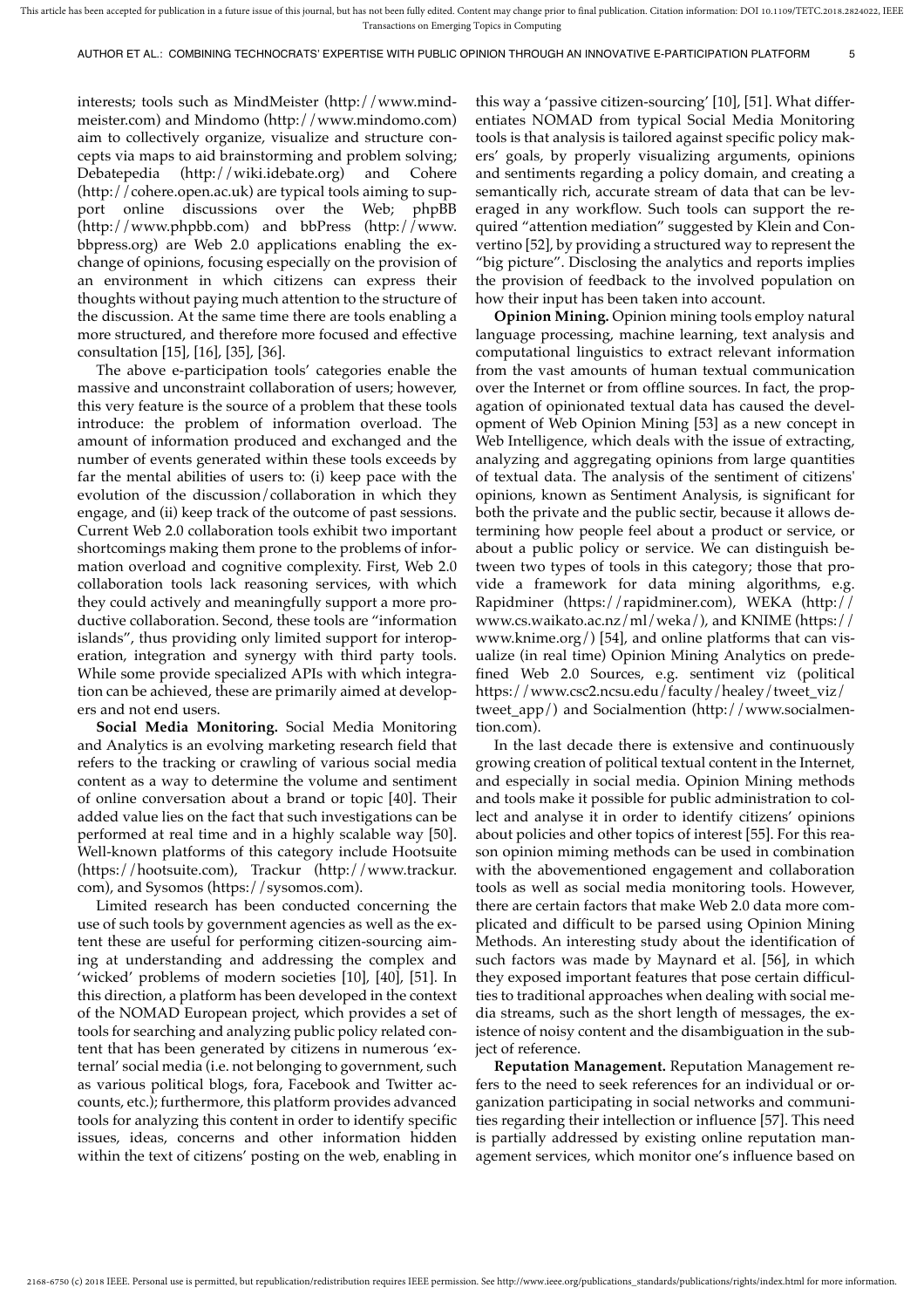interests; tools such as MindMeister (http://www.mindmeister.com) and Mindomo (http://www.mindomo.com) aim to collectively organize, visualize and structure concepts via maps to aid brainstorming and problem solving; Debatepedia (http://wiki.idebate.org) and Cohere (http://cohere.open.ac.uk) are typical tools aiming to support online discussions over the Web; phpBB (http://www.phpbb.com) and bbPress (http://www.bbpress.org) are Web 2.0 applications enabling the exchange of opinions, focusing especially on the provision of an environment in which citizens can express their thoughts without paying much attention to the structure of the discussion. At the same time there are tools enabling a more structured, and therefore more focused and effective consultation [15], [16], [35], [36].

The above e-participation tools' categories enable the massive and unconstraint collaboration of users; however, this very feature is the source of a problem that these tools introduce: the problem of information overload. The amount of information produced and exchanged and the number of events generated within these tools exceeds by far the mental abilities of users to: (i) keep pace with the evolution of the discussion/collaboration in which they engage, and (ii) keep track of the outcome of past sessions. Current Web 2.0 collaboration tools exhibit two important shortcomings making them prone to the problems of information overload and cognitive complexity. First, Web 2.0 collaboration tools lack reasoning services, with which they could actively and meaningfully support a more productive collaboration. Second, these tools are "information islands", thus providing only limited support for interoperation, integration and synergy with third party tools. While some provide specialized APIs with which integration can be achieved, these are primarily aimed at developers and not end users.

**Social Media Monitoring.** Social Media Monitoring and Analytics is an evolving marketing research field that refers to the tracking or crawling of various social media content as a way to determine the volume and sentiment of online conversation about a brand or topic [40]. Their added value lies on the fact that such investigations can be performed at real time and in a highly scalable way [50]. Well-known platforms of this category include Hootsuite (https://hootsuite.com), Trackur (http://www.trackur.com), and Sysomos (https://sysomos.com).

Limited research has been conducted concerning the use of such tools by government agencies as well as the extent these are useful for performing citizen-sourcing aiming at understanding and addressing the complex and 'wicked' problems of modern societies [10], [40], [51]. In this direction, a platform has been developed in the context of the NOMAD European project, which provides a set of tools for searching and analyzing public policy related content that has been generated by citizens in numerous 'external' social media (i.e. not belonging to government, such as various political blogs, fora, Facebook and Twitter accounts, etc.); furthermore, this platform provides advanced tools for analyzing this content in order to identify specific issues, ideas, concerns and other information hidden within the text of citizens' posting on the web, enabling in this way a 'passive citizen-sourcing' [10], [51]. What differentiates NOMAD from typical Social Media Monitoring tools is that analysis is tailored against specific policy makers' goals, by properly visualizing arguments, opinions and sentiments regarding a policy domain, and creating a semantically rich, accurate stream of data that can be leveraged in any workflow. Such tools can support the required "attention mediation" suggested by Klein and Convertino [52], by providing a structured way to represent the "big picture". Disclosing the analytics and reports implies the provision of feedback to the involved population on how their input has been taken into account.

**Opinion Mining.** Opinion mining tools employ natural language processing, machine learning, text analysis and computational linguistics to extract relevant information from the vast amounts of human textual communication over the Internet or from offline sources. In fact, the propagation of opinionated textual data has caused the development of Web Opinion Mining [53] as a new concept in Web Intelligence, which deals with the issue of extracting, analyzing and aggregating opinions from large quantities of textual data. The analysis of the sentiment of citizens' opinions, known as Sentiment Analysis, is significant for both the private and the public sectir, because it allows determining how people feel about a product or service, or about a public policy or service. We can distinguish between two types of tools in this category; those that provide a framework for data mining algorithms, e.g. Rapidminer (https://rapidminer.com), WEKA (http://www.cs.waikato.ac.nz/ml/weka/), and KNIME (https://www.knime.org/) [54], and online platforms that can visualize (in real time) Opinion Mining Analytics on predefined Web 2.0 Sources, e.g. sentiment viz (political https://www.csc2.ncsu.edu/faculty/healey/tweet_viz/tweet_app/) and Socialmention (http://www.socialmention.com).

In the last decade there is extensive and continuously growing creation of political textual content in the Internet, and especially in social media. Opinion Mining methods and tools make it possible for public administration to collect and analyse it in order to identify citizens' opinions about policies and other topics of interest [55]. For this reason opinion miming methods can be used in combination with the abovementioned engagement and collaboration tools as well as social media monitoring tools. However, there are certain factors that make Web 2.0 data more complicated and difficult to be parsed using Opinion Mining Methods. An interesting study about the identification of such factors was made by Maynard et al. [56], in which they exposed important features that pose certain difficulties to traditional approaches when dealing with social media streams, such as the short length of messages, the existence of noisy content and the disambiguation in the subject of reference.

**Reputation Management.** Reputation Management refers to the need to seek references for an individual or organization participating in social networks and communities regarding their intellection or influence [57]. This need is partially addressed by existing online reputation management services, which monitor one's influence based on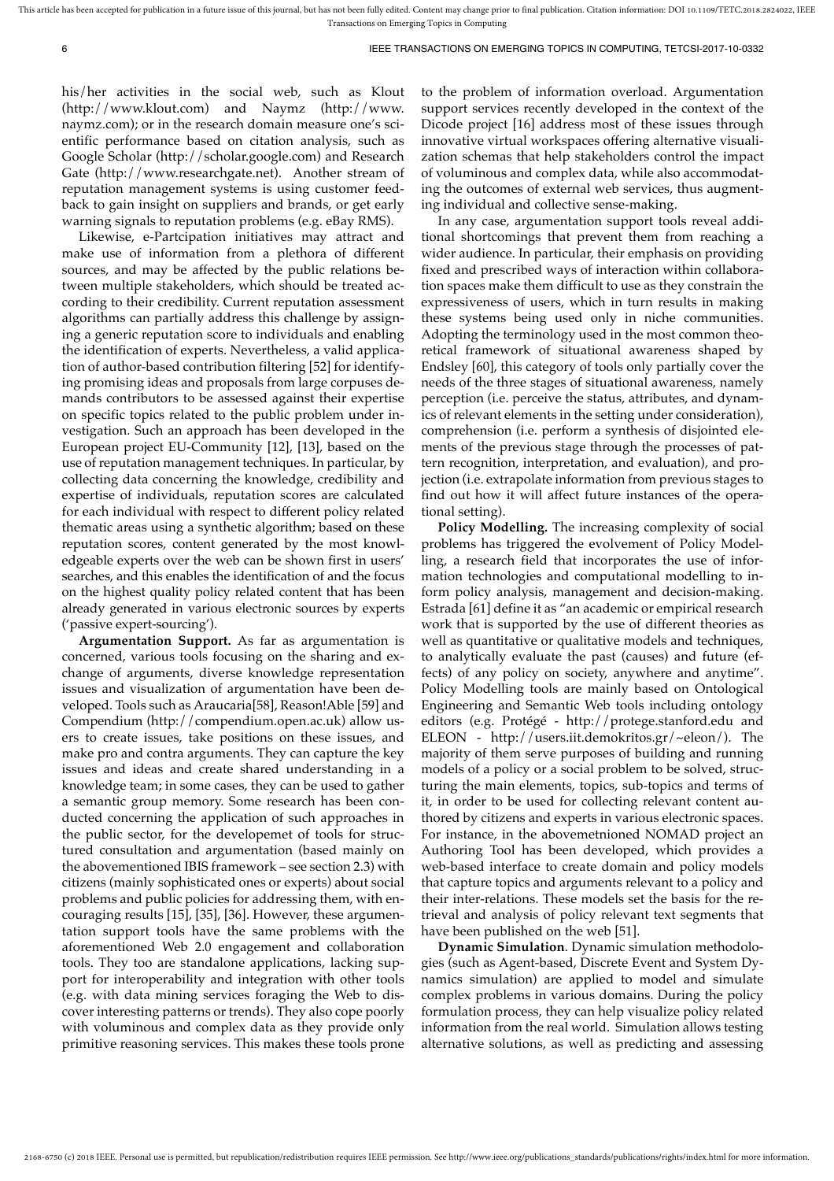his/her activities in the social web, such as Klout (http://www.klout.com) and Naymz (http://www.naymz.com); or in the research domain measure one's scientific performance based on citation analysis, such as Google Scholar (http://scholar.google.com) and Research Gate (http://www.researchgate.net). Another stream of reputation management systems is using customer feedback to gain insight on suppliers and brands, or get early warning signals to reputation problems (e.g. eBay RMS).

Likewise, e-Partcipation initiatives may attract and make use of information from a plethora of different sources, and may be affected by the public relations between multiple stakeholders, which should be treated according to their credibility. Current reputation assessment algorithms can partially address this challenge by assigning a generic reputation score to individuals and enabling the identification of experts. Nevertheless, a valid application of author-based contribution filtering [52] for identifying promising ideas and proposals from large corpuses demands contributors to be assessed against their expertise on specific topics related to the public problem under investigation. Such an approach has been developed in the European project EU-Community [12], [13], based on the use of reputation management techniques. In particular, by collecting data concerning the knowledge, credibility and expertise of individuals, reputation scores are calculated for each individual with respect to different policy related thematic areas using a synthetic algorithm; based on these reputation scores, content generated by the most knowledgeable experts over the web can be shown first in users' searches, and this enables the identification of and the focus on the highest quality policy related content that has been already generated in various electronic sources by experts ('passive expert-sourcing').

**Argumentation Support.** As far as argumentation is concerned, various tools focusing on the sharing and exchange of arguments, diverse knowledge representation issues and visualization of argumentation have been developed. Tools such as Araucaria[58], Reason!Able [59] and Compendium (http://compendium.open.ac.uk) allow users to create issues, take positions on these issues, and make pro and contra arguments. They can capture the key issues and ideas and create shared understanding in a knowledge team; in some cases, they can be used to gather a semantic group memory. Some research has been conducted concerning the application of such approaches in the public sector, for the developemet of tools for structured consultation and argumentation (based mainly on the abovementioned IBIS framework – see section 2.3) with citizens (mainly sophisticated ones or experts) about social problems and public policies for addressing them, with encouraging results [15], [35], [36]. However, these argumentation support tools have the same problems with the aforementioned Web 2.0 engagement and collaboration tools. They too are standalone applications, lacking support for interoperability and integration with other tools (e.g. with data mining services foraging the Web to discover interesting patterns or trends). They also cope poorly with voluminous and complex data as they provide only primitive reasoning services. This makes these tools prone to the problem of information overload. Argumentation support services recently developed in the context of the Dicode project [16] address most of these issues through innovative virtual workspaces offering alternative visualization schemas that help stakeholders control the impact of voluminous and complex data, while also accommodating the outcomes of external web services, thus augmenting individual and collective sense-making.

In any case, argumentation support tools reveal additional shortcomings that prevent them from reaching a wider audience. In particular, their emphasis on providing fixed and prescribed ways of interaction within collaboration spaces make them difficult to use as they constrain the expressiveness of users, which in turn results in making these systems being used only in niche communities. Adopting the terminology used in the most common theoretical framework of situational awareness shaped by Endsley [60], this category of tools only partially cover the needs of the three stages of situational awareness, namely perception (i.e. perceive the status, attributes, and dynamics of relevant elements in the setting under consideration), comprehension (i.e. perform a synthesis of disjointed elements of the previous stage through the processes of pattern recognition, interpretation, and evaluation), and projection (i.e. extrapolate information from previous stages to find out how it will affect future instances of the operational setting).

**Policy Modelling.** The increasing complexity of social problems has triggered the evolvement of Policy Modelling, a research field that incorporates the use of information technologies and computational modelling to inform policy analysis, management and decision-making. Estrada [61] define it as "an academic or empirical research work that is supported by the use of different theories as well as quantitative or qualitative models and techniques, to analytically evaluate the past (causes) and future (effects) of any policy on society, anywhere and anytime". Policy Modelling tools are mainly based on Ontological Engineering and Semantic Web tools including ontology editors (e.g. Protégé - http://protege.stanford.edu and ELEON - http://users.iit.demokritos.gr/~eleon/). The majority of them serve purposes of building and running models of a policy or a social problem to be solved, structuring the main elements, topics, sub-topics and terms of it, in order to be used for collecting relevant content authored by citizens and experts in various electronic spaces. For instance, in the abovemetnioned NOMAD project an Authoring Tool has been developed, which provides a web-based interface to create domain and policy models that capture topics and arguments relevant to a policy and their inter-relations. These models set the basis for the retrieval and analysis of policy relevant text segments that have been published on the web [51].

**Dynamic Simulation**. Dynamic simulation methodologies (such as Agent-based, Discrete Event and System Dynamics simulation) are applied to model and simulate complex problems in various domains. During the policy formulation process, they can help visualize policy related information from the real world. Simulation allows testing alternative solutions, as well as predicting and assessing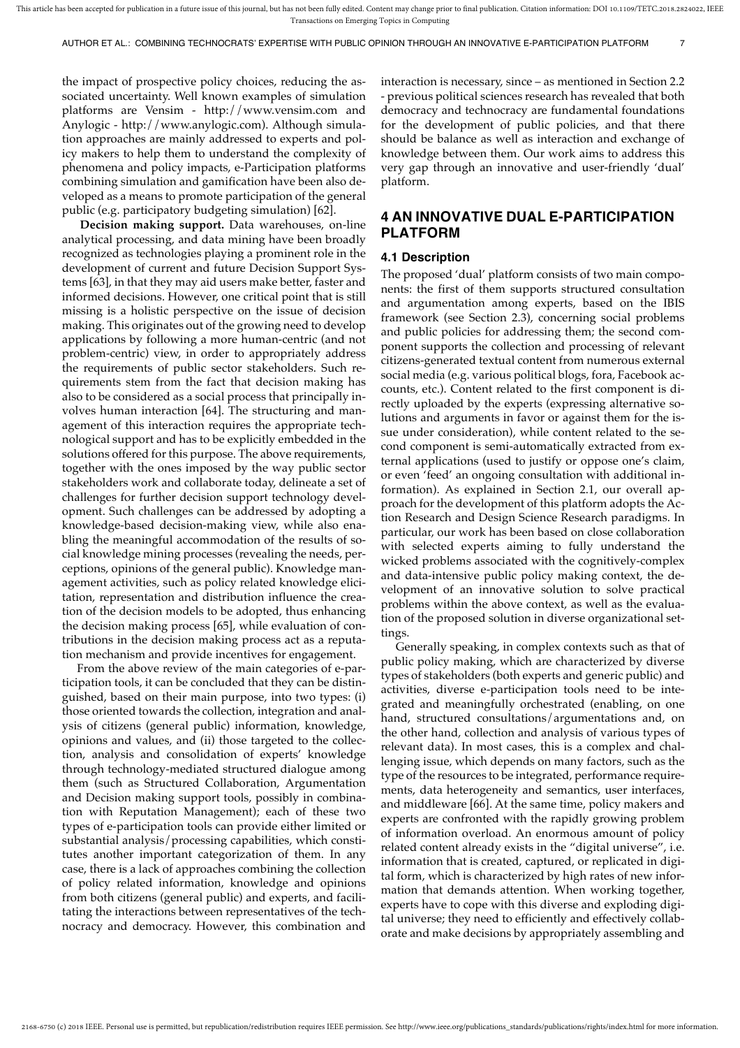the impact of prospective policy choices, reducing the associated uncertainty. Well known examples of simulation platforms are Vensim - http://www.vensim.com and Anylogic - http://www.anylogic.com). Although simulation approaches are mainly addressed to experts and policy makers to help them to understand the complexity of phenomena and policy impacts, e-Participation platforms combining simulation and gamification have been also developed as a means to promote participation of the general public (e.g. participatory budgeting simulation) [62].

**Decision making support.** Data warehouses, on-line analytical processing, and data mining have been broadly recognized as technologies playing a prominent role in the development of current and future Decision Support Systems [63], in that they may aid users make better, faster and informed decisions. However, one critical point that is still missing is a holistic perspective on the issue of decision making. This originates out of the growing need to develop applications by following a more human-centric (and not problem-centric) view, in order to appropriately address the requirements of public sector stakeholders. Such requirements stem from the fact that decision making has also to be considered as a social process that principally involves human interaction [64]. The structuring and management of this interaction requires the appropriate technological support and has to be explicitly embedded in the solutions offered for this purpose. The above requirements, together with the ones imposed by the way public sector stakeholders work and collaborate today, delineate a set of challenges for further decision support technology development. Such challenges can be addressed by adopting a knowledge-based decision-making view, while also enabling the meaningful accommodation of the results of social knowledge mining processes (revealing the needs, perceptions, opinions of the general public). Knowledge management activities, such as policy related knowledge elicitation, representation and distribution influence the creation of the decision models to be adopted, thus enhancing the decision making process [65], while evaluation of contributions in the decision making process act as a reputation mechanism and provide incentives for engagement.

From the above review of the main categories of e-participation tools, it can be concluded that they can be distinguished, based on their main purpose, into two types: (i) those oriented towards the collection, integration and analysis of citizens (general public) information, knowledge, opinions and values, and (ii) those targeted to the collection, analysis and consolidation of experts' knowledge through technology-mediated structured dialogue among them (such as Structured Collaboration, Argumentation and Decision making support tools, possibly in combination with Reputation Management); each of these two types of e-participation tools can provide either limited or substantial analysis/processing capabilities, which constitutes another important categorization of them. In any case, there is a lack of approaches combining the collection of policy related information, knowledge and opinions from both citizens (general public) and experts, and facilitating the interactions between representatives of the technocracy and democracy. However, this combination and interaction is necessary, since – as mentioned in Section 2.2 - previous political sciences research has revealed that both democracy and technocracy are fundamental foundations for the development of public policies, and that there should be balance as well as interaction and exchange of knowledge between them. Our work aims to address this very gap through an innovative and user-friendly 'dual' platform.

# 4 An Innovative Dual E-Participation Platform

## 4.1 Description

The proposed 'dual' platform consists of two main components: the first of them supports structured consultation and argumentation among experts, based on the IBIS framework (see Section 2.3), concerning social problems and public policies for addressing them; the second component supports the collection and processing of relevant citizens-generated textual content from numerous external social media (e.g. various political blogs, fora, Facebook accounts, etc.). Content related to the first component is directly uploaded by the experts (expressing alternative solutions and arguments in favor or against them for the issue under consideration), while content related to the second component is semi-automatically extracted from external applications (used to justify or oppose one's claim, or even 'feed' an ongoing consultation with additional information). As explained in Section 2.1, our overall approach for the development of this platform adopts the Action Research and Design Science Research paradigms. In particular, our work has been based on close collaboration with selected experts aiming to fully understand the wicked problems associated with the cognitively-complex and data-intensive public policy making context, the development of an innovative solution to solve practical problems within the above context, as well as the evaluation of the proposed solution in diverse organizational settings.

Generally speaking, in complex contexts such as that of public policy making, which are characterized by diverse types of stakeholders (both experts and generic public) and activities, diverse e-participation tools need to be integrated and meaningfully orchestrated (enabling, on one hand, structured consultations/argumentations and, on the other hand, collection and analysis of various types of relevant data). In most cases, this is a complex and challenging issue, which depends on many factors, such as the type of the resources to be integrated, performance requirements, data heterogeneity and semantics, user interfaces, and middleware [66]. At the same time, policy makers and experts are confronted with the rapidly growing problem of information overload. An enormous amount of policy related content already exists in the "digital universe", i.e. information that is created, captured, or replicated in digital form, which is characterized by high rates of new information that demands attention. When working together, experts have to cope with this diverse and exploding digital universe; they need to efficiently and effectively collaborate and make decisions by appropriately assembling and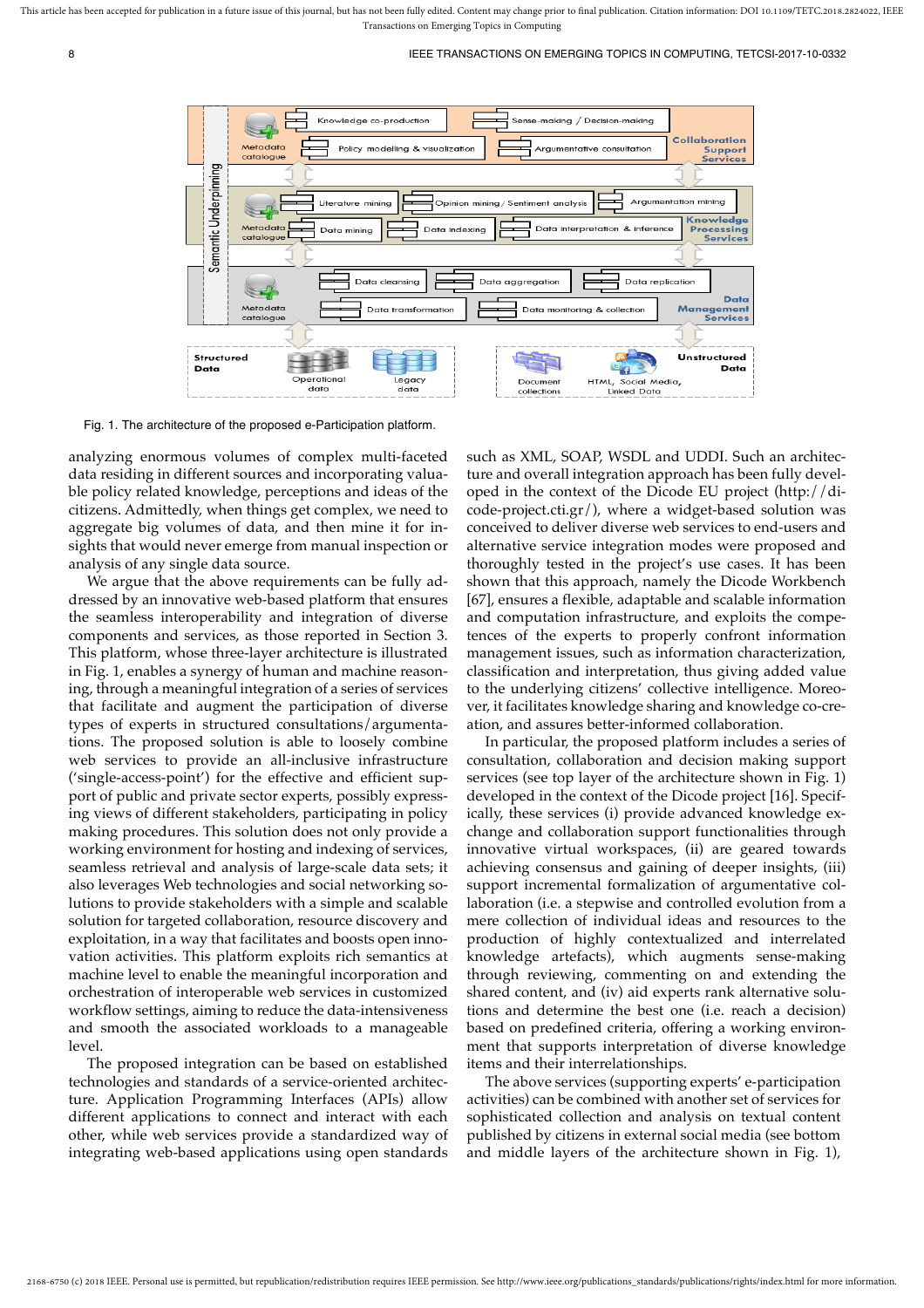Fig. 1. The architecture of the proposed e-Participation platform.

analyzing enormous volumes of complex multi-faceted data residing in different sources and incorporating valuable policy related knowledge, perceptions and ideas of the citizens. Admittedly, when things get complex, we need to aggregate big volumes of data, and then mine it for insights that would never emerge from manual inspection or analysis of any single data source.

We argue that the above requirements can be fully addressed by an innovative web-based platform that ensures the seamless interoperability and integration of diverse components and services, as those reported in Section 3. This platform, whose three-layer architecture is illustrated in Fig. 1, enables a synergy of human and machine reasoning, through a meaningful integration of a series of services that facilitate and augment the participation of diverse types of experts in structured consultations/argumentations. The proposed solution is able to loosely combine web services to provide an all-inclusive infrastructure ('single-access-point') for the effective and efficient support of public and private sector experts, possibly expressing views of different stakeholders, participating in policy making procedures. This solution does not only provide a working environment for hosting and indexing of services, seamless retrieval and analysis of large-scale data sets; it also leverages Web technologies and social networking solutions to provide stakeholders with a simple and scalable solution for targeted collaboration, resource discovery and exploitation, in a way that facilitates and boosts open innovation activities. This platform exploits rich semantics at machine level to enable the meaningful incorporation and orchestration of interoperable web services in customized workflow settings, aiming to reduce the data-intensiveness and smooth the associated workloads to a manageable level.

The proposed integration can be based on established technologies and standards of a service-oriented architecture. Application Programming Interfaces (APIs) allow different applications to connect and interact with each other, while web services provide a standardized way of integrating web-based applications using open standards such as XML, SOAP, WSDL and UDDI. Such an architecture and overall integration approach has been fully developed in the context of the Dicode EU project (http://dicode-project.cti.gr/), where a widget-based solution was conceived to deliver diverse web services to end-users and alternative service integration modes were proposed and thoroughly tested in the project's use cases. It has been shown that this approach, namely the Dicode Workbench [67], ensures a flexible, adaptable and scalable information and computation infrastructure, and exploits the competences of the experts to properly confront information management issues, such as information characterization, classification and interpretation, thus giving added value to the underlying citizens' collective intelligence. Moreover, it facilitates knowledge sharing and knowledge co-creation, and assures better-informed collaboration.

In particular, the proposed platform includes a series of consultation, collaboration and decision making support services (see top layer of the architecture shown in Fig. 1) developed in the context of the Dicode project [16]. Specifically, these services (i) provide advanced knowledge exchange and collaboration support functionalities through innovative virtual workspaces, (ii) are geared towards achieving consensus and gaining of deeper insights, (iii) support incremental formalization of argumentative collaboration (i.e. a stepwise and controlled evolution from a mere collection of individual ideas and resources to the production of highly contextualized and interrelated knowledge artefacts), which augments sense-making through reviewing, commenting on and extending the shared content, and (iv) aid experts rank alternative solutions and determine the best one (i.e. reach a decision) based on predefined criteria, offering a working environment that supports interpretation of diverse knowledge items and their interrelationships.

The above services (supporting experts' e-participation activities) can be combined with another set of services for sophisticated collection and analysis on textual content published by citizens in external social media (see bottom and middle layers of the architecture shown in Fig. 1),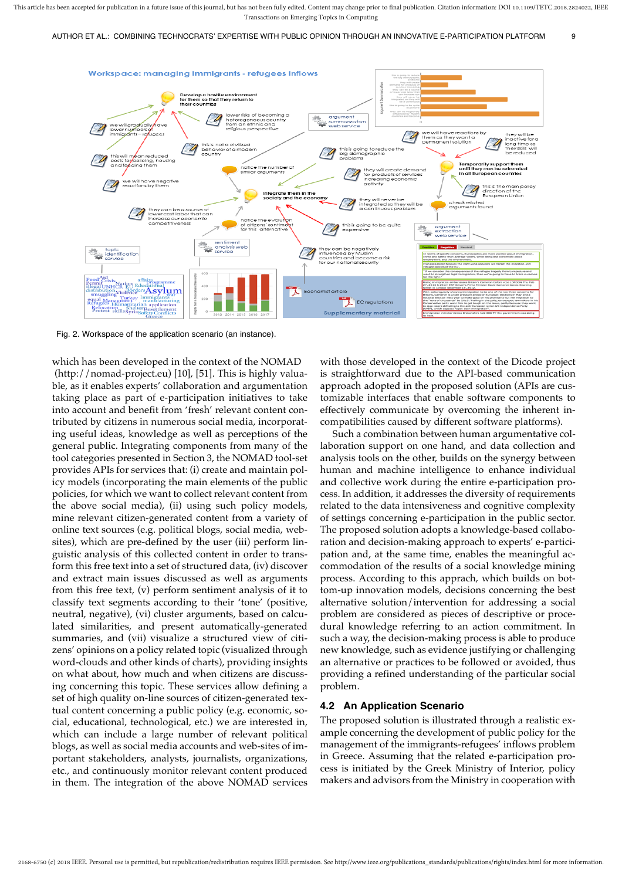Fig. 2. Workspace of the application scenario (an instance).

which has been developed in the context of the NOMAD (http://nomad-project.eu) [10], [51]. This is highly valuable, as it enables experts' collaboration and argumentation taking place as part of e-participation initiatives to take into account and benefit from 'fresh' relevant content contributed by citizens in numerous social media, incorporating useful ideas, knowledge as well as perceptions of the general public. Integrating components from many of the tool categories presented in Section 3, the NOMAD tool-set provides APIs for services that: (i) create and maintain policy models (incorporating the main elements of the public policies, for which we want to collect relevant content from the above social media), (ii) using such policy models, mine relevant citizen-generated content from a variety of online text sources (e.g. political blogs, social media, websites), which are pre-defined by the user (iii) perform linguistic analysis of this collected content in order to transform this free text into a set of structured data, (iv) discover and extract main issues discussed as well as arguments from this free text, (v) perform sentiment analysis of it to classify text segments according to their 'tone' (positive, neutral, negative), (vi) cluster arguments, based on calculated similarities, and present automatically-generated summaries, and (vii) visualize a structured view of citizens' opinions on a policy related topic (visualized through word-clouds and other kinds of charts), providing insights on what about, how much and when citizens are discussing concerning this topic. These services allow defining a set of high quality on-line sources of citizen-generated textual content concerning a public policy (e.g. economic, social, educational, technological, etc.) we are interested in, which can include a large number of relevant political blogs, as well as social media accounts and web-sites of important stakeholders, analysts, journalists, organizations, etc., and continuously monitor relevant content produced in them. The integration of the above NOMAD services with those developed in the context of the Dicode project is straightforward due to the API-based communication approach adopted in the proposed solution (APIs are customizable interfaces that enable software components to effectively communicate by overcoming the inherent incompatibilities caused by different software platforms).

Such a combination between human argumentative collaboration support on one hand, and data collection and analysis tools on the other, builds on the synergy between human and machine intelligence to enhance individual and collective work during the entire e-participation process. In addition, it addresses the diversity of requirements related to the data intensiveness and cognitive complexity of settings concerning e-participation in the public sector. The proposed solution adopts a knowledge-based collaboration and decision-making approach to experts' e-participation and, at the same time, enables the meaningful accommodation of the results of a social knowledge mining process. According to this apprach, which builds on bottom-up innovation models, decisions concerning the best alternative solution/intervention for addressing a social problem are considered as pieces of descriptive or procedural knowledge referring to an action commitment. In such a way, the decision-making process is able to produce new knowledge, such as evidence justifying or challenging an alternative or practices to be followed or avoided, thus providing a refined understanding of the particular social problem.

### 4.2 An Application Scenario

The proposed solution is illustrated through a realistic example concerning the development of public policy for the management of the immigrants-refugees' inflows problem in Greece. Assuming that the related e-participation process is initiated by the Greek Ministry of Interior, policy makers and advisors from the Ministry in cooperation with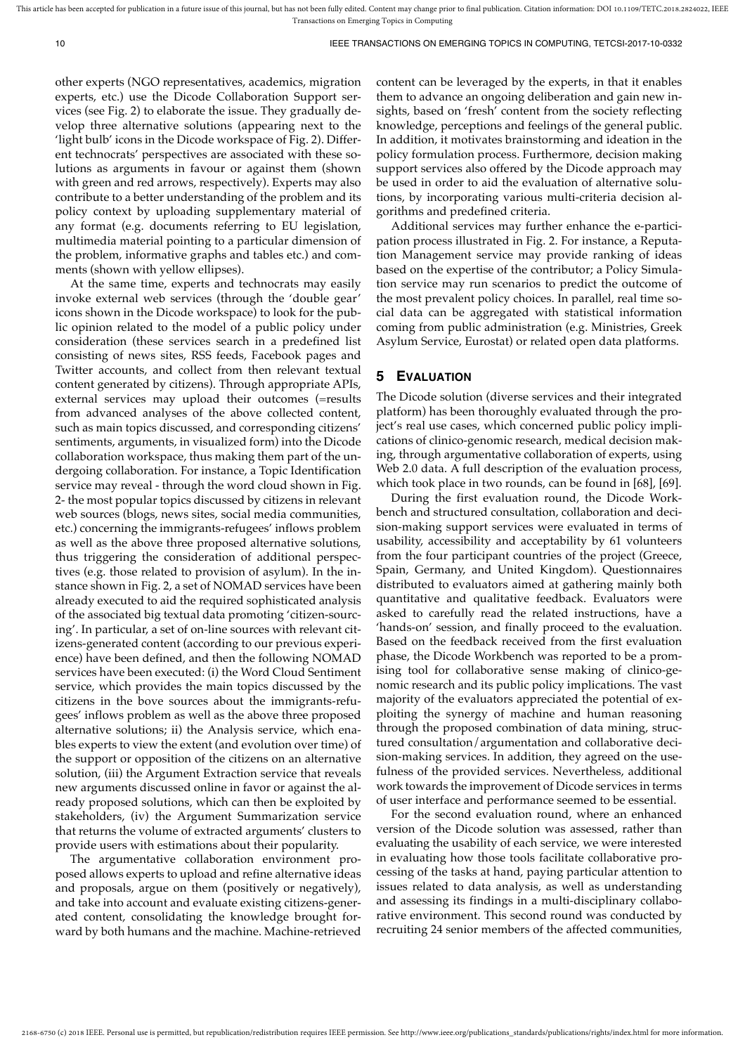other experts (NGO representatives, academics, migration experts, etc.) use the Dicode Collaboration Support services (see Fig. 2) to elaborate the issue. They gradually develop three alternative solutions (appearing next to the 'light bulb' icons in the Dicode workspace of Fig. 2). Different technocrats' perspectives are associated with these solutions as arguments in favour or against them (shown with green and red arrows, respectively). Experts may also contribute to a better understanding of the problem and its policy context by uploading supplementary material of any format (e.g. documents referring to EU legislation, multimedia material pointing to a particular dimension of the problem, informative graphs and tables etc.) and comments (shown with yellow ellipses).

At the same time, experts and technocrats may easily invoke external web services (through the 'double gear' icons shown in the Dicode workspace) to look for the public opinion related to the model of a public policy under consideration (these services search in a predefined list consisting of news sites, RSS feeds, Facebook pages and Twitter accounts, and collect from then relevant textual content generated by citizens). Through appropriate APIs, external services may upload their outcomes (=results from advanced analyses of the above collected content, such as main topics discussed, and corresponding citizens' sentiments, arguments, in visualized form) into the Dicode collaboration workspace, thus making them part of the undergoing collaboration. For instance, a Topic Identification service may reveal - through the word cloud shown in Fig. 2- the most popular topics discussed by citizens in relevant web sources (blogs, news sites, social media communities, etc.) concerning the immigrants-refugees' inflows problem as well as the above three proposed alternative solutions, thus triggering the consideration of additional perspectives (e.g. those related to provision of asylum). In the instance shown in Fig. 2, a set of NOMAD services have been already executed to aid the required sophisticated analysis of the associated big textual data promoting 'citizen-sourcing'. In particular, a set of on-line sources with relevant citizens-generated content (according to our previous experience) have been defined, and then the following NOMAD services have been executed: (i) the Word Cloud Sentiment service, which provides the main topics discussed by the citizens in the bove sources about the immigrants-refugees' inflows problem as well as the above three proposed alternative solutions; ii) the Analysis service, which enables experts to view the extent (and evolution over time) of the support or opposition of the citizens on an alternative solution, (iii) the Argument Extraction service that reveals new arguments discussed online in favor or against the already proposed solutions, which can then be exploited by stakeholders, (iv) the Argument Summarization service that returns the volume of extracted arguments' clusters to provide users with estimations about their popularity.

The argumentative collaboration environment proposed allows experts to upload and refine alternative ideas and proposals, argue on them (positively or negatively), and take into account and evaluate existing citizens-generated content, consolidating the knowledge brought forward by both humans and the machine. Machine-retrieved content can be leveraged by the experts, in that it enables them to advance an ongoing deliberation and gain new insights, based on 'fresh' content from the society reflecting knowledge, perceptions and feelings of the general public. In addition, it motivates brainstorming and ideation in the policy formulation process. Furthermore, decision making support services also offered by the Dicode approach may be used in order to aid the evaluation of alternative solutions, by incorporating various multi-criteria decision algorithms and predefined criteria.

Additional services may further enhance the e-participation process illustrated in Fig. 2. For instance, a Reputation Management service may provide ranking of ideas based on the expertise of the contributor; a Policy Simulation service may run scenarios to predict the outcome of the most prevalent policy choices. In parallel, real time social data can be aggregated with statistical information coming from public administration (e.g. Ministries, Greek Asylum Service, Eurostat) or related open data platforms.

## 5 Evaluation

The Dicode solution (diverse services and their integrated platform) has been thoroughly evaluated through the project's real use cases, which concerned public policy implications of clinico-genomic research, medical decision making, through argumentative collaboration of experts, using Web 2.0 data. A full description of the evaluation process, which took place in two rounds, can be found in [68], [69].

During the first evaluation round, the Dicode Workbench and structured consultation, collaboration and decision-making support services were evaluated in terms of usability, accessibility and acceptability by 61 volunteers from the four participant countries of the project (Greece, Spain, Germany, and United Kingdom). Questionnaires distributed to evaluators aimed at gathering mainly both quantitative and qualitative feedback. Evaluators were asked to carefully read the related instructions, have a 'hands-on' session, and finally proceed to the evaluation. Based on the feedback received from the first evaluation phase, the Dicode Workbench was reported to be a promising tool for collaborative sense making of clinico-genomic research and its public policy implications. The vast majority of the evaluators appreciated the potential of exploiting the synergy of machine and human reasoning through the proposed combination of data mining, structured consultation/argumentation and collaborative decision-making services. In addition, they agreed on the usefulness of the provided services. Nevertheless, additional work towards the improvement of Dicode services in terms of user interface and performance seemed to be essential.

For the second evaluation round, where an enhanced version of the Dicode solution was assessed, rather than evaluating the usability of each service, we were interested in evaluating how those tools facilitate collaborative processing of the tasks at hand, paying particular attention to issues related to data analysis, as well as understanding and assessing its findings in a multi-disciplinary collaborative environment. This second round was conducted by recruiting 24 senior members of the affected communities,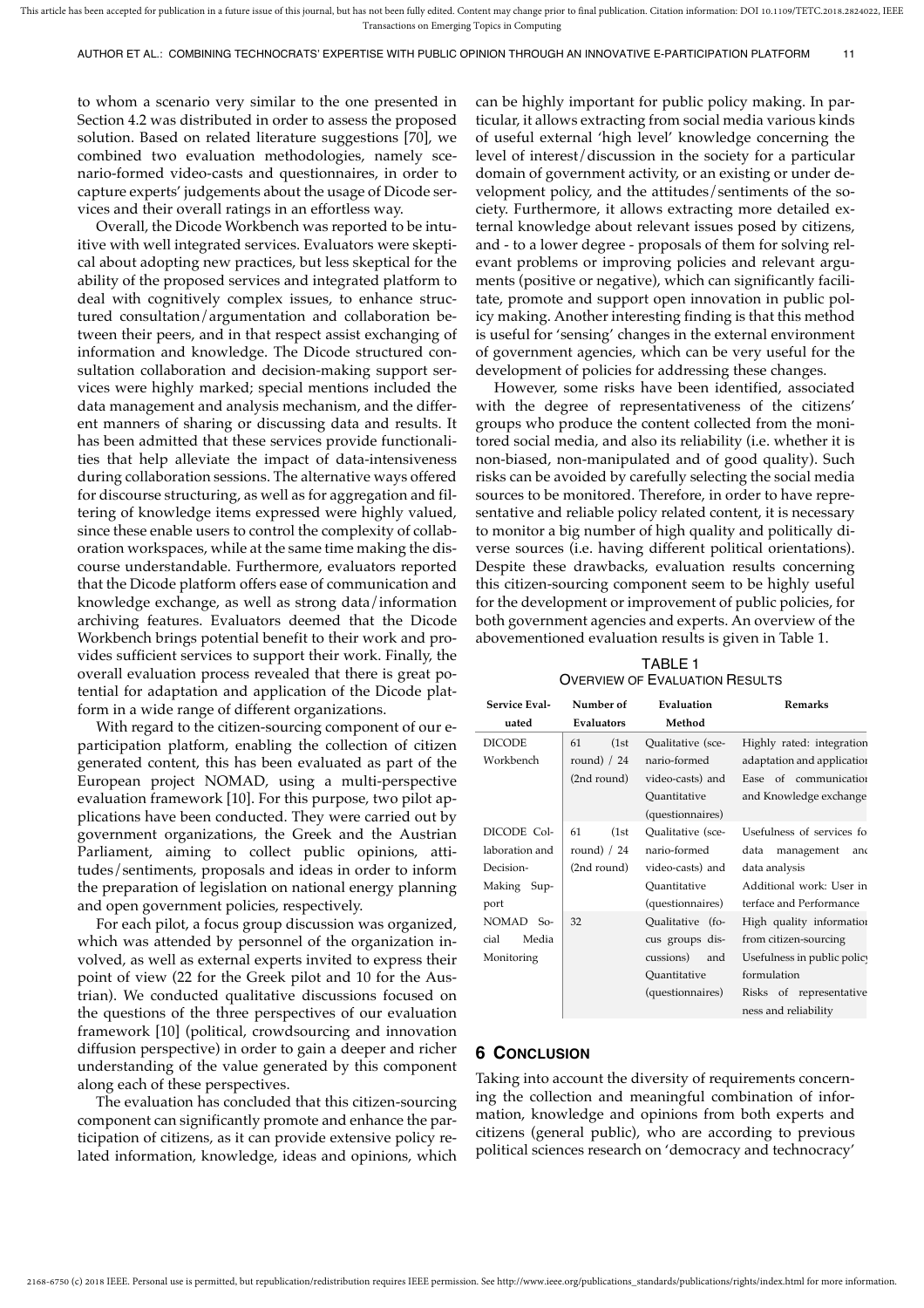to whom a scenario very similar to the one presented in Section 4.2 was distributed in order to assess the proposed solution. Based on related literature suggestions [70], we combined two evaluation methodologies, namely scenario-formed video-casts and questionnaires, in order to capture experts' judgements about the usage of Dicode services and their overall ratings in an effortless way.

Overall, the Dicode Workbench was reported to be intuitive with well integrated services. Evaluators were skeptical about adopting new practices, but less skeptical for the ability of the proposed services and integrated platform to deal with cognitively complex issues, to enhance structured consultation/argumentation and collaboration between their peers, and in that respect assist exchanging of information and knowledge. The Dicode structured consultation collaboration and decision-making support services were highly marked; special mentions included the data management and analysis mechanism, and the different manners of sharing or discussing data and results. It has been admitted that these services provide functionalities that help alleviate the impact of data-intensiveness during collaboration sessions. The alternative ways offered for discourse structuring, as well as for aggregation and filtering of knowledge items expressed were highly valued, since these enable users to control the complexity of collaboration workspaces, while at the same time making the discourse understandable. Furthermore, evaluators reported that the Dicode platform offers ease of communication and knowledge exchange, as well as strong data/information archiving features. Evaluators deemed that the Dicode Workbench brings potential benefit to their work and provides sufficient services to support their work. Finally, the overall evaluation process revealed that there is great potential for adaptation and application of the Dicode platform in a wide range of different organizations.

With regard to the citizen-sourcing component of our e-participation platform, enabling the collection of citizen generated content, this has been evaluated as part of the European project NOMAD, using a multi-perspective evaluation framework [10]. For this purpose, two pilot applications have been conducted. They were carried out by government organizations, the Greek and the Austrian Parliament, aiming to collect public opinions, attitudes/sentiments, proposals and ideas in order to inform the preparation of legislation on national energy planning and open government policies, respectively.

For each pilot, a focus group discussion was organized, which was attended by personnel of the organization involved, as well as external experts invited to express their point of view (22 for the Greek pilot and 10 for the Austrian). We conducted qualitative discussions focused on the questions of the three perspectives of our evaluation framework [10] (political, crowdsourcing and innovation diffusion perspective) in order to gain a deeper and richer understanding of the value generated by this component along each of these perspectives.

The evaluation has concluded that this citizen-sourcing component can significantly promote and enhance the participation of citizens, as it can provide extensive policy related information, knowledge, ideas and opinions, which can be highly important for public policy making. In particular, it allows extracting from social media various kinds of useful external 'high level' knowledge concerning the level of interest/discussion in the society for a particular domain of government activity, or an existing or under development policy, and the attitudes/sentiments of the society. Furthermore, it allows extracting more detailed external knowledge about relevant issues posed by citizens, and - to a lower degree - proposals of them for solving relevant problems or improving policies and relevant arguments (positive or negative), which can significantly facilitate, promote and support open innovation in public policy making. Another interesting finding is that this method is useful for 'sensing' changes in the external environment of government agencies, which can be very useful for the development of policies for addressing these changes.

However, some risks have been identified, associated with the degree of representativeness of the citizens' groups who produce the content collected from the monitored social media, and also its reliability (i.e. whether it is non-biased, non-manipulated and of good quality). Such risks can be avoided by carefully selecting the social media sources to be monitored. Therefore, in order to have representative and reliable policy related content, it is necessary to monitor a big number of high quality and politically diverse sources (i.e. having different political orientations). Despite these drawbacks, evaluation results concerning this citizen-sourcing component seem to be highly useful for the development or improvement of public policies, for both government agencies and experts. An overview of the abovementioned evaluation results is given in Table 1.

TABLE 1
OVERVIEW OF EVALUATION RESULTS

| Service Evaluated | Number of Evaluators | Evaluation Method | Remarks |
|---|---|---|---|
| DICODE Workbench | 61 (1st round) / 24 (2nd round) | Qualitative (scenario-formed video-casts) and Quantitative (questionnaires) | Highly rated: integration adaptation and application Ease of communication and Knowledge exchange |
| DICODE Collaboration and Decision-Making Support | 61 (1st round) / 24 (2nd round) | Qualitative (scenario-formed video-casts) and Quantitative (questionnaires) | Usefulness of services for data management and data analysis Additional work: User interface and Performance |
| NOMAD Social Media Monitoring | 32 | Qualitative (focus groups discussions) and Quantitative (questionnaires) | High quality information from citizen-sourcing Usefulness in public policy formulation Risks of representativeness and reliability |

## 6 CONCLUSION

Taking into account the diversity of requirements concerning the collection and meaningful combination of information, knowledge and opinions from both experts and citizens (general public), who are according to previous political sciences research on 'democracy and technocracy'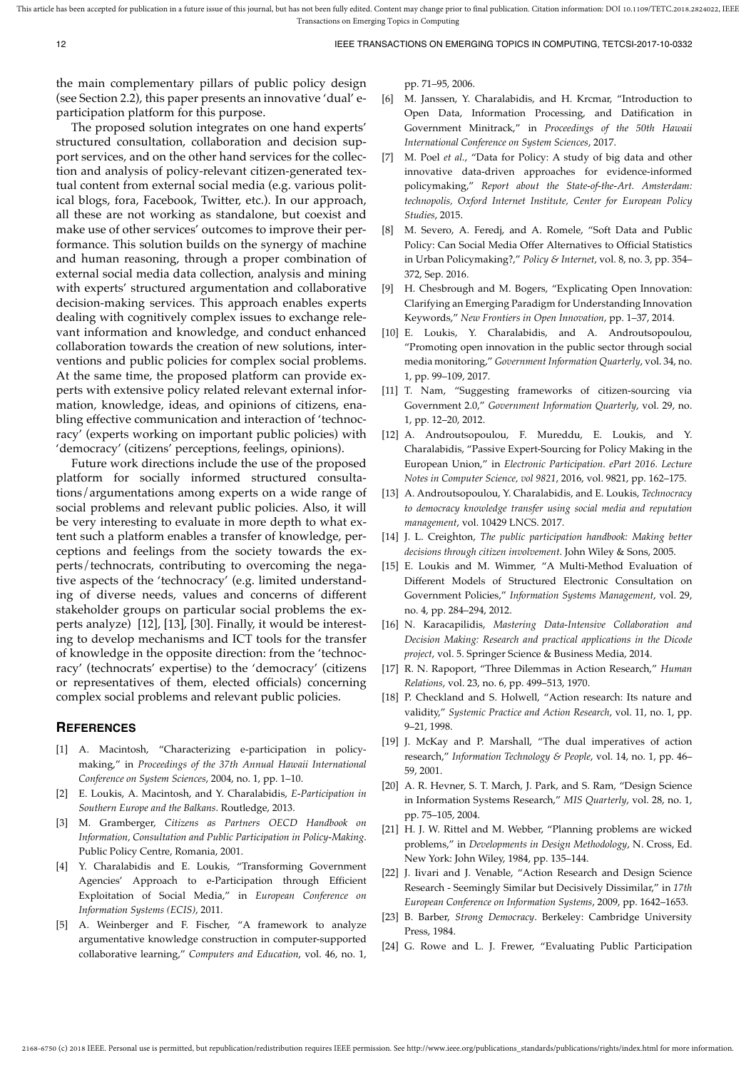the main complementary pillars of public policy design (see Section 2.2), this paper presents an innovative 'dual' e-participation platform for this purpose.

The proposed solution integrates on one hand experts' structured consultation, collaboration and decision support services, and on the other hand services for the collection and analysis of policy-relevant citizen-generated textual content from external social media (e.g. various political blogs, fora, Facebook, Twitter, etc.). In our approach, all these are not working as standalone, but coexist and make use of other services' outcomes to improve their performance. This solution builds on the synergy of machine and human reasoning, through a proper combination of external social media data collection, analysis and mining with experts' structured argumentation and collaborative decision-making services. This approach enables experts dealing with cognitively complex issues to exchange relevant information and knowledge, and conduct enhanced collaboration towards the creation of new solutions, interventions and public policies for complex social problems. At the same time, the proposed platform can provide experts with extensive policy related relevant external information, knowledge, ideas, and opinions of citizens, enabling effective communication and interaction of 'technocracy' (experts working on important public policies) with 'democracy' (citizens' perceptions, feelings, opinions).

Future work directions include the use of the proposed platform for socially informed structured consultations/argumentations among experts on a wide range of social problems and relevant public policies. Also, it will be very interesting to evaluate in more depth to what extent such a platform enables a transfer of knowledge, perceptions and feelings from the society towards the experts/technocrats, contributing to overcoming the negative aspects of the 'technocracy' (e.g. limited understanding of diverse needs, values and concerns of different stakeholder groups on particular social problems the experts analyze) [12], [13], [30]. Finally, it would be interesting to develop mechanisms and ICT tools for the transfer of knowledge in the opposite direction: from the 'technocracy' (technocrats' expertise) to the 'democracy' (citizens or representatives of them, elected officials) concerning complex social problems and relevant public policies.

## REFERENCES

[1] A. Macintosh, "Characterizing e-participation in policy-making," in *Proceedings of the 37th Annual Hawaii International Conference on System Sciences*, 2004, no. 1, pp. 1–10.

[2] E. Loukis, A. Macintosh, and Y. Charalabidis, *E-Participation in Southern Europe and the Balkans*. Routledge, 2013.

[3] M. Gramberger, *Citizens as Partners OECD Handbook on Information, Consultation and Public Participation in Policy-Making*. Public Policy Centre, Romania, 2001.

[4] Y. Charalabidis and E. Loukis, "Transforming Government Agencies' Approach to e-Participation through Efficient Exploitation of Social Media," in *European Conference on Information Systems (ECIS)*, 2011.

[5] A. Weinberger and F. Fischer, "A framework to analyze argumentative knowledge construction in computer-supported collaborative learning," *Computers and Education*, vol. 46, no. 1, pp. 71–95, 2006.

[6] M. Janssen, Y. Charalabidis, and H. Krcmar, "Introduction to Open Data, Information Processing, and Datification in Government Minitrack," in *Proceedings of the 50th Hawaii International Conference on System Sciences*, 2017.

[7] M. Poel *et al.*, "Data for Policy: A study of big data and other innovative data-driven approaches for evidence-informed policymaking," *Report about the State-of-the-Art. Amsterdam: technopolis, Oxford Internet Institute, Center for European Policy Studies*, 2015.

[8] M. Severo, A. Feredj, and A. Romele, "Soft Data and Public Policy: Can Social Media Offer Alternatives to Official Statistics in Urban Policymaking?," *Policy & Internet*, vol. 8, no. 3, pp. 354–372, Sep. 2016.

[9] H. Chesbrough and M. Bogers, "Explicating Open Innovation: Clarifying an Emerging Paradigm for Understanding Innovation Keywords," *New Frontiers in Open Innovation*, pp. 1–37, 2014.

[10] E. Loukis, Y. Charalabidis, and A. Androutsopoulou, "Promoting open innovation in the public sector through social media monitoring," *Government Information Quarterly*, vol. 34, no. 1, pp. 99–109, 2017.

[11] T. Nam, "Suggesting frameworks of citizen-sourcing via Government 2.0," *Government Information Quarterly*, vol. 29, no. 1, pp. 12–20, 2012.

[12] A. Androutsopoulou, F. Mureddu, E. Loukis, and Y. Charalabidis, "Passive Expert-Sourcing for Policy Making in the European Union," in *Electronic Participation. ePart 2016. Lecture Notes in Computer Science, vol 9821*, 2016, vol. 9821, pp. 162–175.

[13] A. Androutsopoulou, Y. Charalabidis, and E. Loukis, *Technocracy to democracy knowledge transfer using social media and reputation management*, vol. 10429 LNCS. 2017.

[14] J. L. Creighton, *The public participation handbook: Making better decisions through citizen involvement*. John Wiley & Sons, 2005.

[15] E. Loukis and M. Wimmer, "A Multi-Method Evaluation of Different Models of Structured Electronic Consultation on Government Policies," *Information Systems Management*, vol. 29, no. 4, pp. 284–294, 2012.

[16] N. Karacapilidis, *Mastering Data-Intensive Collaboration and Decision Making: Research and practical applications in the Dicode project*, vol. 5. Springer Science & Business Media, 2014.

[17] R. N. Rapoport, "Three Dilemmas in Action Research," *Human Relations*, vol. 23, no. 6, pp. 499–513, 1970.

[18] P. Checkland and S. Holwell, "Action research: Its nature and validity," *Systemic Practice and Action Research*, vol. 11, no. 1, pp. 9–21, 1998.

[19] J. McKay and P. Marshall, "The dual imperatives of action research," *Information Technology & People*, vol. 14, no. 1, pp. 46–59, 2001.

[20] A. R. Hevner, S. T. March, J. Park, and S. Ram, "Design Science in Information Systems Research," *MIS Quarterly*, vol. 28, no. 1, pp. 75–105, 2004.

[21] H. J. W. Rittel and M. Webber, "Planning problems are wicked problems," in *Developments in Design Methodology*, N. Cross, Ed. New York: John Wiley, 1984, pp. 135–144.

[22] J. Iivari and J. Venable, "Action Research and Design Science Research - Seemingly Similar but Decisively Dissimilar," in *17th European Conference on Information Systems*, 2009, pp. 1642–1653.

[23] B. Barber, *Strong Democracy*. Berkeley: Cambridge University Press, 1984.

[24] G. Rowe and L. J. Frewer, "Evaluating Public Participation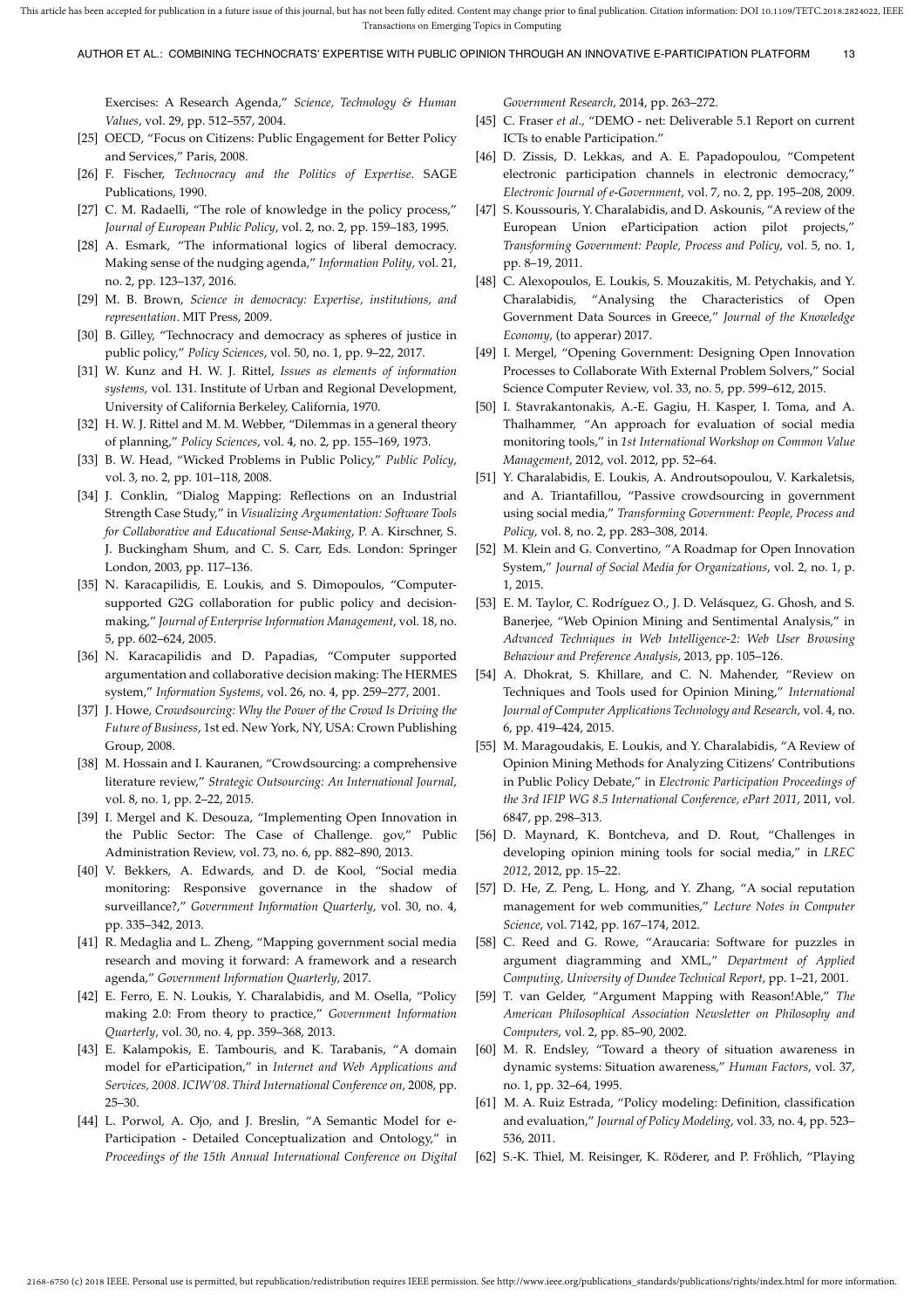Exercises: A Research Agenda," *Science, Technology & Human Values*, vol. 29, pp. 512–557, 2004.

[25] OECD, "Focus on Citizens: Public Engagement for Better Policy and Services," Paris, 2008.

[26] F. Fischer, *Technocracy and the Politics of Expertise*. SAGE Publications, 1990.

[27] C. M. Radaelli, "The role of knowledge in the policy process," *Journal of European Public Policy*, vol. 2, no. 2, pp. 159–183, 1995.

[28] A. Esmark, "The informational logics of liberal democracy. Making sense of the nudging agenda," *Information Polity*, vol. 21, no. 2, pp. 123–137, 2016.

[29] M. B. Brown, *Science in democracy: Expertise, institutions, and representation*. MIT Press, 2009.

[30] B. Gilley, "Technocracy and democracy as spheres of justice in public policy," *Policy Sciences*, vol. 50, no. 1, pp. 9–22, 2017.

[31] W. Kunz and H. W. J. Rittel, *Issues as elements of information systems*, vol. 131. Institute of Urban and Regional Development, University of California Berkeley, California, 1970.

[32] H. W. J. Rittel and M. M. Webber, "Dilemmas in a general theory of planning," *Policy Sciences*, vol. 4, no. 2, pp. 155–169, 1973.

[33] B. W. Head, "Wicked Problems in Public Policy," *Public Policy*, vol. 3, no. 2, pp. 101–118, 2008.

[34] J. Conklin, "Dialog Mapping: Reflections on an Industrial Strength Case Study," in *Visualizing Argumentation: Software Tools for Collaborative and Educational Sense-Making*, P. A. Kirschner, S. J. Buckingham Shum, and C. S. Carr, Eds. London: Springer London, 2003, pp. 117–136.

[35] N. Karacapilidis, E. Loukis, and S. Dimopoulos, "Computer-supported G2G collaboration for public policy and decision-making," *Journal of Enterprise Information Management*, vol. 18, no. 5, pp. 602–624, 2005.

[36] N. Karacapilidis and D. Papadias, "Computer supported argumentation and collaborative decision making: The HERMES system," *Information Systems*, vol. 26, no. 4, pp. 259–277, 2001.

[37] J. Howe, *Crowdsourcing: Why the Power of the Crowd Is Driving the Future of Business*, 1st ed. New York, NY, USA: Crown Publishing Group, 2008.

[38] M. Hossain and I. Kauranen, "Crowdsourcing: a comprehensive literature review," *Strategic Outsourcing: An International Journal*, vol. 8, no. 1, pp. 2–22, 2015.

[39] I. Mergel and K. Desouza, "Implementing Open Innovation in the Public Sector: The Case of Challenge. gov," Public Administration Review, vol. 73, no. 6, pp. 882–890, 2013.

[40] V. Bekkers, A. Edwards, and D. de Kool, "Social media monitoring: Responsive governance in the shadow of surveillance?," *Government Information Quarterly*, vol. 30, no. 4, pp. 335–342, 2013.

[41] R. Medaglia and L. Zheng, "Mapping government social media research and moving it forward: A framework and a research agenda," *Government Information Quarterly*, 2017.

[42] E. Ferro, E. N. Loukis, Y. Charalabidis, and M. Osella, "Policy making 2.0: From theory to practice," *Government Information Quarterly*, vol. 30, no. 4, pp. 359–368, 2013.

[43] E. Kalampokis, E. Tambouris, and K. Tarabanis, "A domain model for eParticipation," in *Internet and Web Applications and Services, 2008. ICIW'08. Third International Conference on*, 2008, pp. 25–30.

[44] L. Porwol, A. Ojo, and J. Breslin, "A Semantic Model for e-Participation - Detailed Conceptualization and Ontology," in *Proceedings of the 15th Annual International Conference on Digital Government Research*, 2014, pp. 263–272.

[45] C. Fraser *et al.*, "DEMO - net: Deliverable 5.1 Report on current ICTs to enable Participation."

[46] D. Zissis, D. Lekkas, and A. E. Papadopoulou, "Competent electronic participation channels in electronic democracy," *Electronic Journal of e-Government*, vol. 7, no. 2, pp. 195–208, 2009.

[47] S. Koussouris, Y. Charalabidis, and D. Askounis, "A review of the European Union eParticipation action pilot projects," *Transforming Government: People, Process and Policy*, vol. 5, no. 1, pp. 8–19, 2011.

[48] C. Alexopoulos, E. Loukis, S. Mouzakitis, M. Petychakis, and Y. Charalabidis, "Analysing the Characteristics of Open Government Data Sources in Greece," *Journal of the Knowledge Economy*, (to apperar) 2017.

[49] I. Mergel, "Opening Government: Designing Open Innovation Processes to Collaborate With External Problem Solvers," Social Science Computer Review, vol. 33, no. 5, pp. 599–612, 2015.

[50] I. Stavrakantonakis, A.-E. Gagiu, H. Kasper, I. Toma, and A. Thalhammer, "An approach for evaluation of social media monitoring tools," in *1st International Workshop on Common Value Management*, 2012, vol. 2012, pp. 52–64.

[51] Y. Charalabidis, E. Loukis, A. Androutsopoulou, V. Karkaletsis, and A. Triantafillou, "Passive crowdsourcing in government using social media," *Transforming Government: People, Process and Policy*, vol. 8, no. 2, pp. 283–308, 2014.

[52] M. Klein and G. Convertino, "A Roadmap for Open Innovation System," *Journal of Social Media for Organizations*, vol. 2, no. 1, p. 1, 2015.

[53] E. M. Taylor, C. Rodríguez O., J. D. Velásquez, G. Ghosh, and S. Banerjee, "Web Opinion Mining and Sentimental Analysis," in *Advanced Techniques in Web Intelligence-2: Web User Browsing Behaviour and Preference Analysis*, 2013, pp. 105–126.

[54] A. Dhokrat, S. Khillare, and C. N. Mahender, "Review on Techniques and Tools used for Opinion Mining," *International Journal of Computer Applications Technology and Research*, vol. 4, no. 6, pp. 419–424, 2015.

[55] M. Maragoudakis, E. Loukis, and Y. Charalabidis, "A Review of Opinion Mining Methods for Analyzing Citizens' Contributions in Public Policy Debate," in *Electronic Participation Proceedings of the 3rd IFIP WG 8.5 International Conference, ePart 2011*, 2011, vol. 6847, pp. 298–313.

[56] D. Maynard, K. Bontcheva, and D. Rout, "Challenges in developing opinion mining tools for social media," in *LREC 2012*, 2012, pp. 15–22.

[57] D. He, Z. Peng, L. Hong, and Y. Zhang, "A social reputation management for web communities," *Lecture Notes in Computer Science*, vol. 7142, pp. 167–174, 2012.

[58] C. Reed and G. Rowe, "Araucaria: Software for puzzles in argument diagramming and XML," *Department of Applied Computing, University of Dundee Technical Report*, pp. 1–21, 2001.

[59] T. van Gelder, "Argument Mapping with Reason!Able," *The American Philosophical Association Newsletter on Philosophy and Computers*, vol. 2, pp. 85–90, 2002.

[60] M. R. Endsley, "Toward a theory of situation awareness in dynamic systems: Situation awareness," *Human Factors*, vol. 37, no. 1, pp. 32–64, 1995.

[61] M. A. Ruiz Estrada, "Policy modeling: Definition, classification and evaluation," *Journal of Policy Modeling*, vol. 33, no. 4, pp. 523–536, 2011.

[62] S.-K. Thiel, M. Reisinger, K. Röderer, and P. Fröhlich, "Playing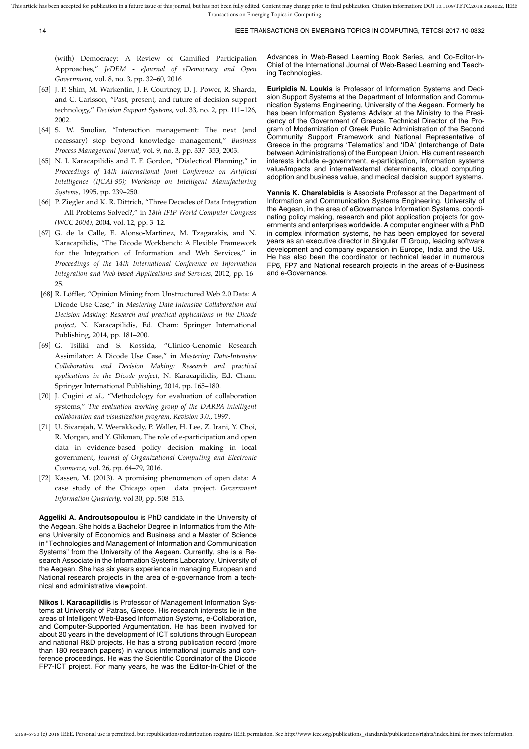(with) Democracy: A Review of Gamified Participation Approaches," *JeDEM - eJournal of eDemocracy and Open Government*, vol. 8, no. 3, pp. 32–60, 2016

[63] J. P. Shim, M. Warkentin, J. F. Courtney, D. J. Power, R. Sharda, and C. Carlsson, "Past, present, and future of decision support technology," *Decision Support Systems*, vol. 33, no. 2, pp. 111–126, 2002.

[64] S. W. Smoliar, "Interaction management: The next (and necessary) step beyond knowledge management," *Business Process Management Journal*, vol. 9, no. 3, pp. 337–353, 2003.

[65] N. I. Karacapilidis and T. F. Gordon, "Dialectical Planning," in *Proceedings of 14th International Joint Conference on Artificial Intelligence (IJCAI-95); Workshop on Intelligent Manufacturing Systems*, 1995, pp. 239–250.

[66] P. Ziegler and K. R. Dittrich, "Three Decades of Data Integration — All Problems Solved?," in *18th IFIP World Computer Congress (WCC 2004)*, 2004, vol. 12, pp. 3–12.

[67] G. de la Calle, E. Alonso-Martinez, M. Tzagarakis, and N. Karacapilidis, "The Dicode Workbench: A Flexible Framework for the Integration of Information and Web Services," in *Proceedings of the 14th International Conference on Information Integration and Web-based Applications and Services*, 2012, pp. 16–25.

[68] R. Löffler, "Opinion Mining from Unstructured Web 2.0 Data: A Dicode Use Case," in *Mastering Data-Intensive Collaboration and Decision Making: Research and practical applications in the Dicode project*, N. Karacapilidis, Ed. Cham: Springer International Publishing, 2014, pp. 181–200.

[69] G. Tsiliki and S. Kossida, "Clinico-Genomic Research Assimilator: A Dicode Use Case," in *Mastering Data-Intensive Collaboration and Decision Making: Research and practical applications in the Dicode project*, N. Karacapilidis, Ed. Cham: Springer International Publishing, 2014, pp. 165–180.

[70] J. Cugini *et al.*, "Methodology for evaluation of collaboration systems," *The evaluation working group of the DARPA intelligent collaboration and visualization program, Revision 3.0.*, 1997.

[71] U. Sivarajah, V. Weerakkody, P. Waller, H. Lee, Z. Irani, Y. Choi, R. Morgan, and Y. Glikman, The role of e-participation and open data in evidence-based policy decision making in local government, *Journal of Organizational Computing and Electronic Commerce*, vol. 26, pp. 64–79, 2016.

[72] Kassen, M. (2013). A promising phenomenon of open data: A case study of the Chicago open data project. *Government Information Quarterly,* vol 30, pp. 508–513.

**Aggeliki A. Androutsopoulou** is PhD candidate in the University of the Aegean. She holds a Bachelor Degree in Informatics from the Athens University of Economics and Business and a Master of Science in "Technologies and Management of Information and Communication Systems" from the University of the Aegean. Currently, she is a Research Associate in the Information Systems Laboratory, University of the Aegean. She has six years experience in managing European and National research projects in the area of e-governance from a technical and administrative viewpoint.

**Nikos I. Karacapilidis** is Professor of Management Information Systems at University of Patras, Greece. His research interests lie in the areas of Intelligent Web-Based Information Systems, e-Collaboration, and Computer-Supported Argumentation. He has been involved for about 20 years in the development of ICT solutions through European and national R&D projects. He has a strong publication record (more than 180 research papers) in various international journals and conference proceedings. He was the Scientific Coordinator of the Dicode FP7-ICT project. For many years, he was the Editor-In-Chief of the Advances in Web-Based Learning Book Series, and Co-Editor-In-Chief of the International Journal of Web-Based Learning and Teaching Technologies.

**Euripidis N. Loukis** is Professor of Information Systems and Decision Support Systems at the Department of Information and Communication Systems Engineering, University of the Aegean. Formerly he has been Information Systems Advisor at the Ministry to the Presidency of the Government of Greece, Technical Director of the Program of Modernization of Greek Public Administration of the Second Community Support Framework and National Representative of Greece in the programs 'Telematics' and 'IDA' (Interchange of Data between Administrations) of the European Union. His current research interests include e-government, e-participation, information systems value/impacts and internal/external determinants, cloud computing adoption and business value, and medical decision support systems.

**Yannis K. Charalabidis** is Associate Professor at the Department of Information and Communication Systems Engineering, University of the Aegean, in the area of eGovernance Information Systems, coordinating policy making, research and pilot application projects for governments and enterprises worldwide. A computer engineer with a PhD in complex information systems, he has been employed for several years as an executive director in Singular IT Group, leading software development and company expansion in Europe, India and the US. He has also been the coordinator or technical leader in numerous FP6, FP7 and National research projects in the areas of e-Business and e-Governance.